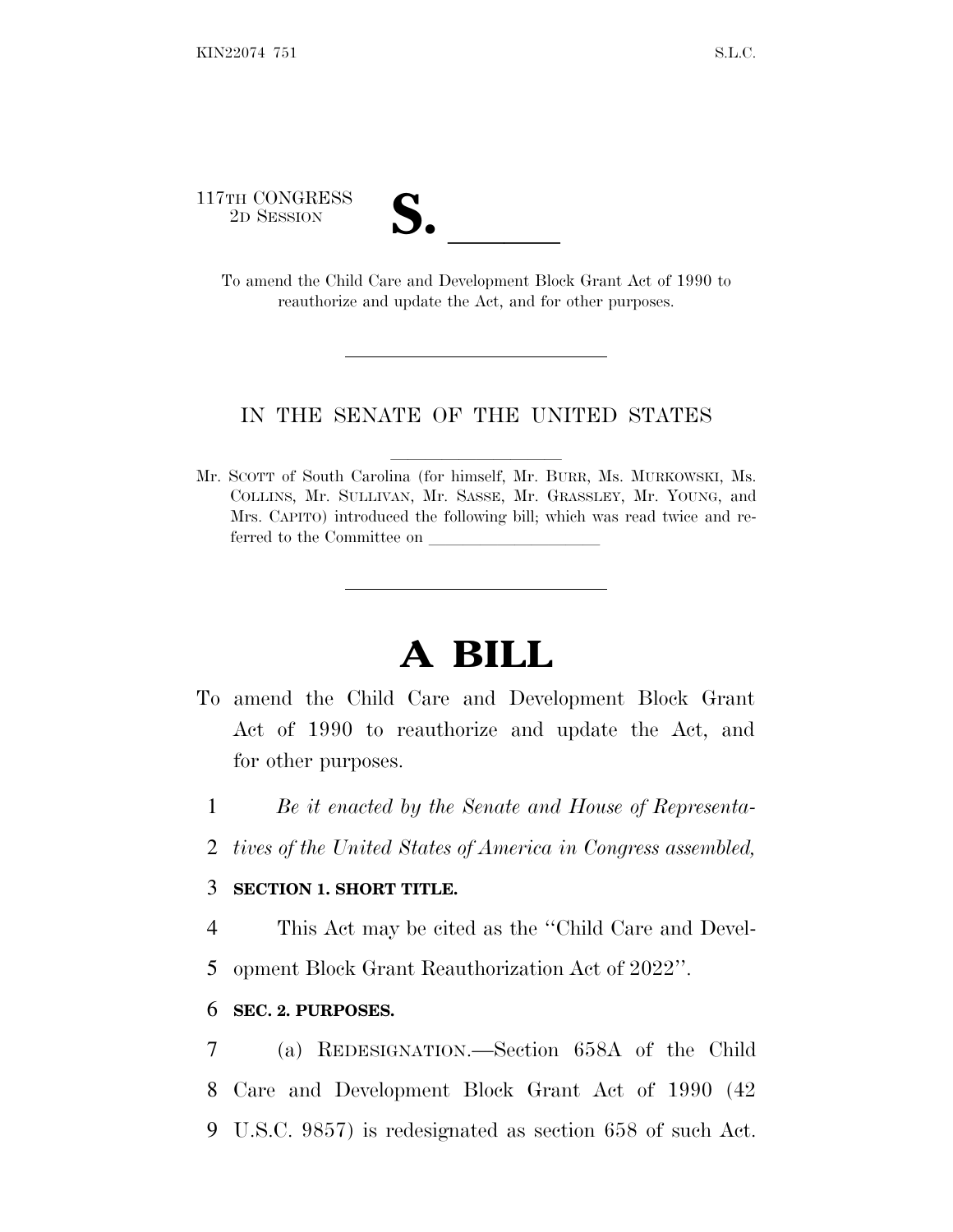117TH CONGRESS
2D SESSION

# S. ______

To amend the Child Care and Development Block Grant Act of 1990 to reauthorize and update the Act, and for other purposes.

---

IN THE SENATE OF THE UNITED STATES

Mr. SCOTT of South Carolina (for himself, Mr. BURR, Ms. MURKOWSKI, Ms. COLLINS, Mr. SULLIVAN, Mr. SASSE, Mr. GRASSLEY, Mr. YOUNG, and Mrs. CAPITO) introduced the following bill; which was read twice and referred to the Committee on ____________________

---

# A BILL

To amend the Child Care and Development Block Grant Act of 1990 to reauthorize and update the Act, and for other purposes.

1 *Be it enacted by the Senate and House of Representa-*
2 *tives of the United States of America in Congress assembled,*

3 **SECTION 1. SHORT TITLE.**

4 This Act may be cited as the "Child Care and Devel-
5 opment Block Grant Reauthorization Act of 2022".

6 **SEC. 2. PURPOSES.**

7 (a) REDESIGNATION.—Section 658A of the Child
8 Care and Development Block Grant Act of 1990 (42
9 U.S.C. 9857) is redesignated as section 658 of such Act.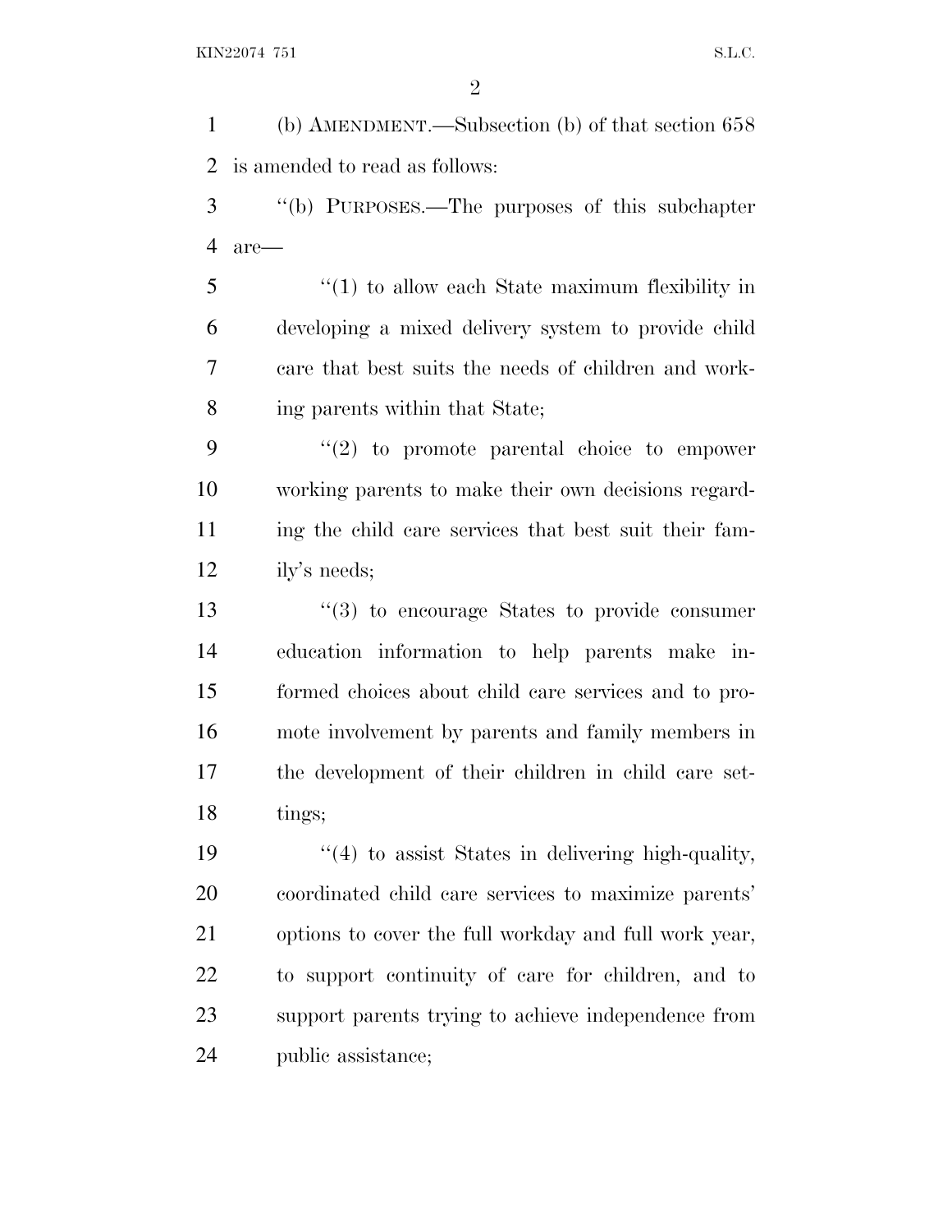(b) AMENDMENT.—Subsection (b) of that section 658 is amended to read as follows:

''(b) PURPOSES.—The purposes of this subchapter are—

''(1) to allow each State maximum flexibility in developing a mixed delivery system to provide child care that best suits the needs of children and working parents within that State;

''(2) to promote parental choice to empower working parents to make their own decisions regarding the child care services that best suit their family's needs;

''(3) to encourage States to provide consumer education information to help parents make informed choices about child care services and to promote involvement by parents and family members in the development of their children in child care settings;

''(4) to assist States in delivering high-quality, coordinated child care services to maximize parents' options to cover the full workday and full work year, to support continuity of care for children, and to support parents trying to achieve independence from public assistance;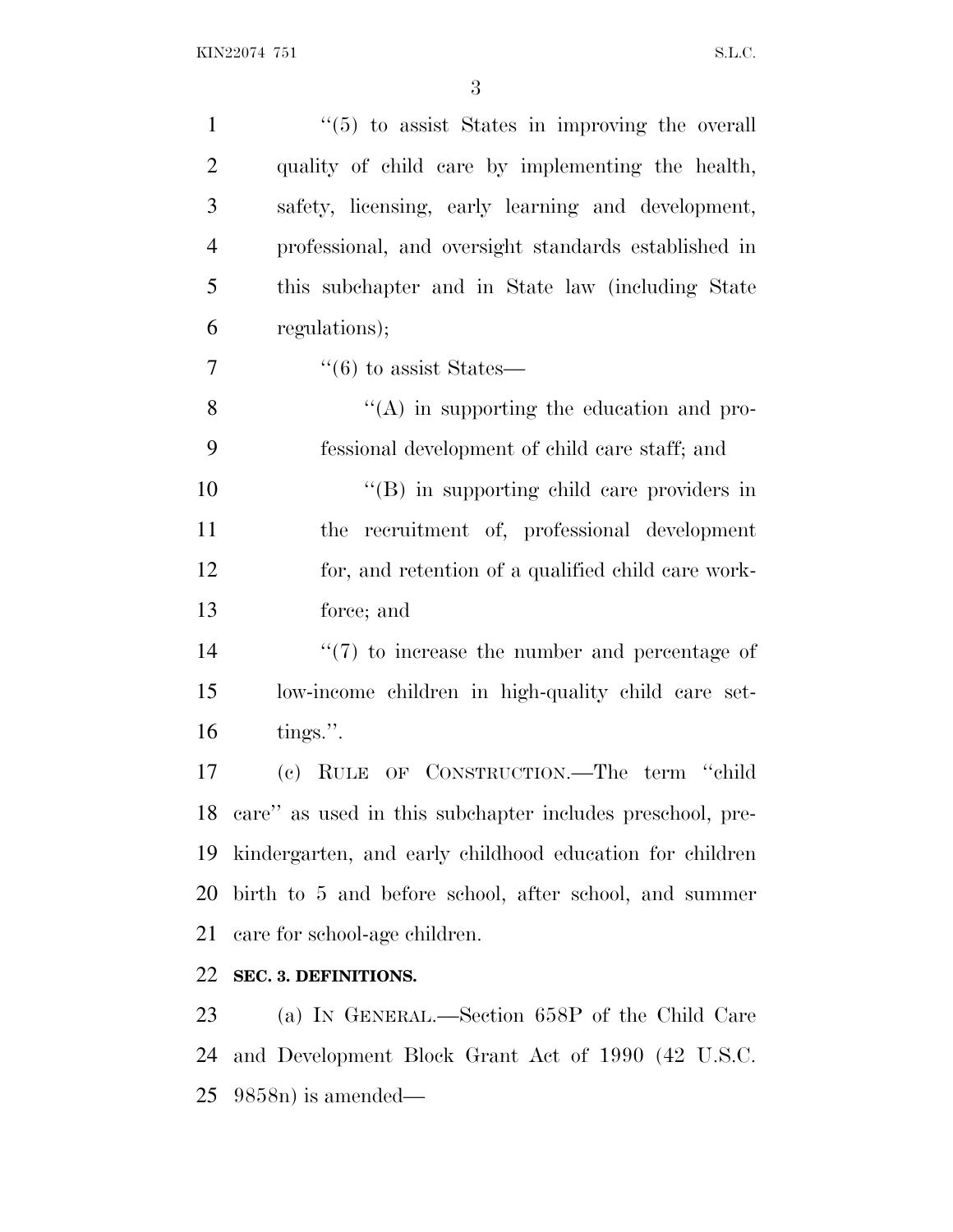''(5) to assist States in improving the overall quality of child care by implementing the health, safety, licensing, early learning and development, professional, and oversight standards established in this subchapter and in State law (including State regulations);

''(6) to assist States—

''(A) in supporting the education and professional development of child care staff; and

''(B) in supporting child care providers in the recruitment of, professional development for, and retention of a qualified child care workforce; and

''(7) to increase the number and percentage of low-income children in high-quality child care settings.''.

(c) RULE OF CONSTRUCTION.—The term ''child care'' as used in this subchapter includes preschool, prekindergarten, and early childhood education for children birth to 5 and before school, after school, and summer care for school-age children.

**SEC. 3. DEFINITIONS.**

(a) IN GENERAL.—Section 658P of the Child Care and Development Block Grant Act of 1990 (42 U.S.C. 9858n) is amended—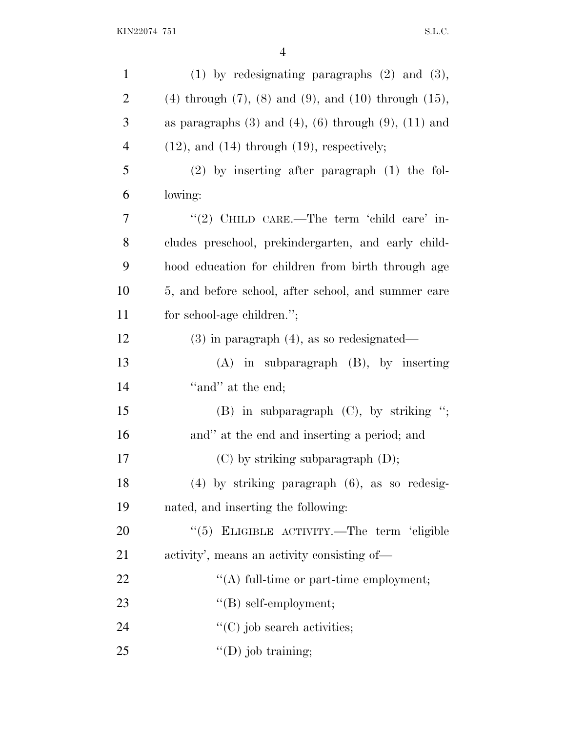(1) by redesignating paragraphs (2) and (3), (4) through (7), (8) and (9), and (10) through (15), as paragraphs (3) and (4), (6) through (9), (11) and (12), and (14) through (19), respectively;

(2) by inserting after paragraph (1) the following:

"(2) CHILD CARE.—The term 'child care' includes preschool, prekindergarten, and early childhood education for children from birth through age 5, and before school, after school, and summer care for school-age children.";

(3) in paragraph (4), as so redesignated—

(A) in subparagraph (B), by inserting "and" at the end;

(B) in subparagraph (C), by striking "; and" at the end and inserting a period; and

(C) by striking subparagraph (D);

(4) by striking paragraph (6), as so redesignated, and inserting the following:

"(5) ELIGIBLE ACTIVITY.—The term 'eligible activity', means an activity consisting of—

"(A) full-time or part-time employment;

"(B) self-employment;

"(C) job search activities;

"(D) job training;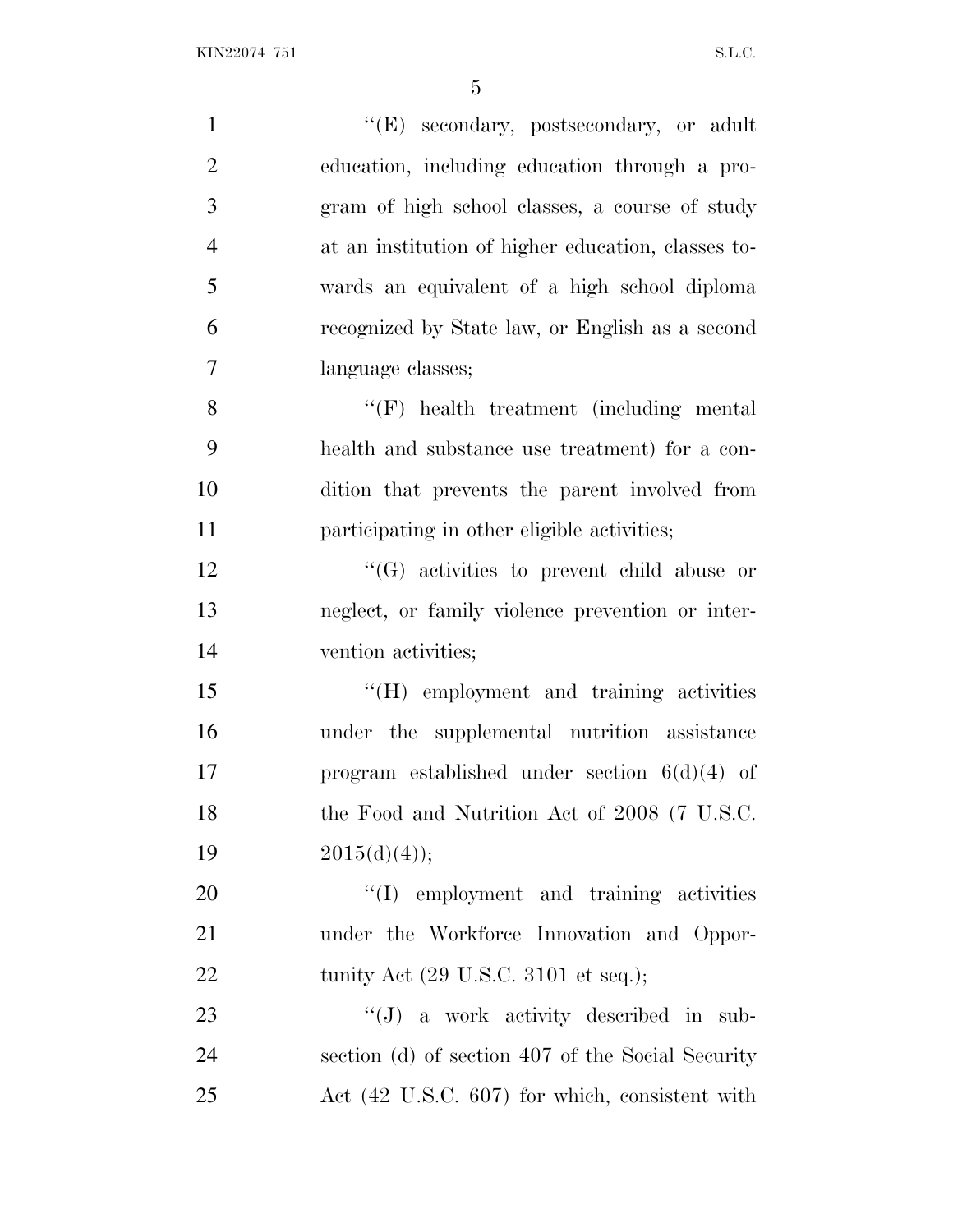''(E) secondary, postsecondary, or adult education, including education through a program of high school classes, a course of study at an institution of higher education, classes towards an equivalent of a high school diploma recognized by State law, or English as a second language classes;

''(F) health treatment (including mental health and substance use treatment) for a condition that prevents the parent involved from participating in other eligible activities;

''(G) activities to prevent child abuse or neglect, or family violence prevention or intervention activities;

''(H) employment and training activities under the supplemental nutrition assistance program established under section 6(d)(4) of the Food and Nutrition Act of 2008 (7 U.S.C. 2015(d)(4));

''(I) employment and training activities under the Workforce Innovation and Opportunity Act (29 U.S.C. 3101 et seq.);

''(J) a work activity described in subsection (d) of section 407 of the Social Security Act (42 U.S.C. 607) for which, consistent with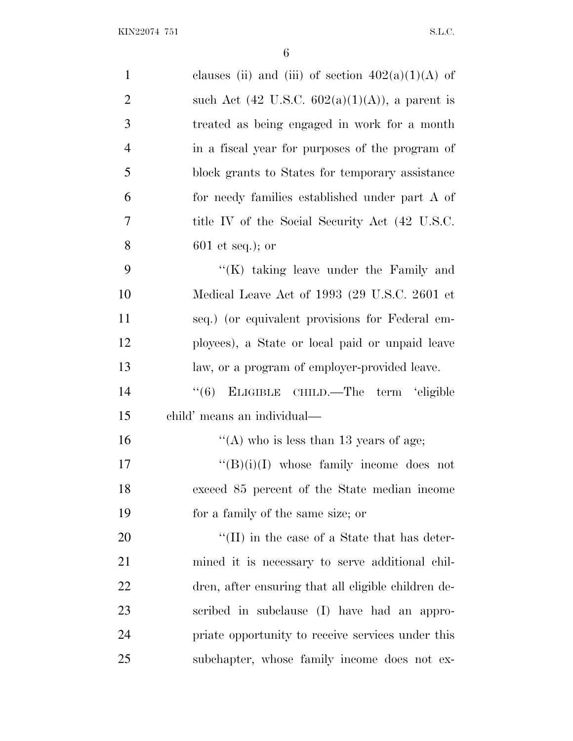clauses (ii) and (iii) of section 402(a)(1)(A) of such Act (42 U.S.C. 602(a)(1)(A)), a parent is treated as being engaged in work for a month in a fiscal year for purposes of the program of block grants to States for temporary assistance for needy families established under part A of title IV of the Social Security Act (42 U.S.C. 601 et seq.); or

"(K) taking leave under the Family and Medical Leave Act of 1993 (29 U.S.C. 2601 et seq.) (or equivalent provisions for Federal employees), a State or local paid or unpaid leave law, or a program of employer-provided leave.

"(6) ELIGIBLE CHILD.—The term 'eligible child' means an individual—

"(A) who is less than 13 years of age;

"(B)(i)(I) whose family income does not exceed 85 percent of the State median income for a family of the same size; or

"(II) in the case of a State that has determined it is necessary to serve additional children, after ensuring that all eligible children described in subclause (I) have had an appropriate opportunity to receive services under this subchapter, whose family income does not ex-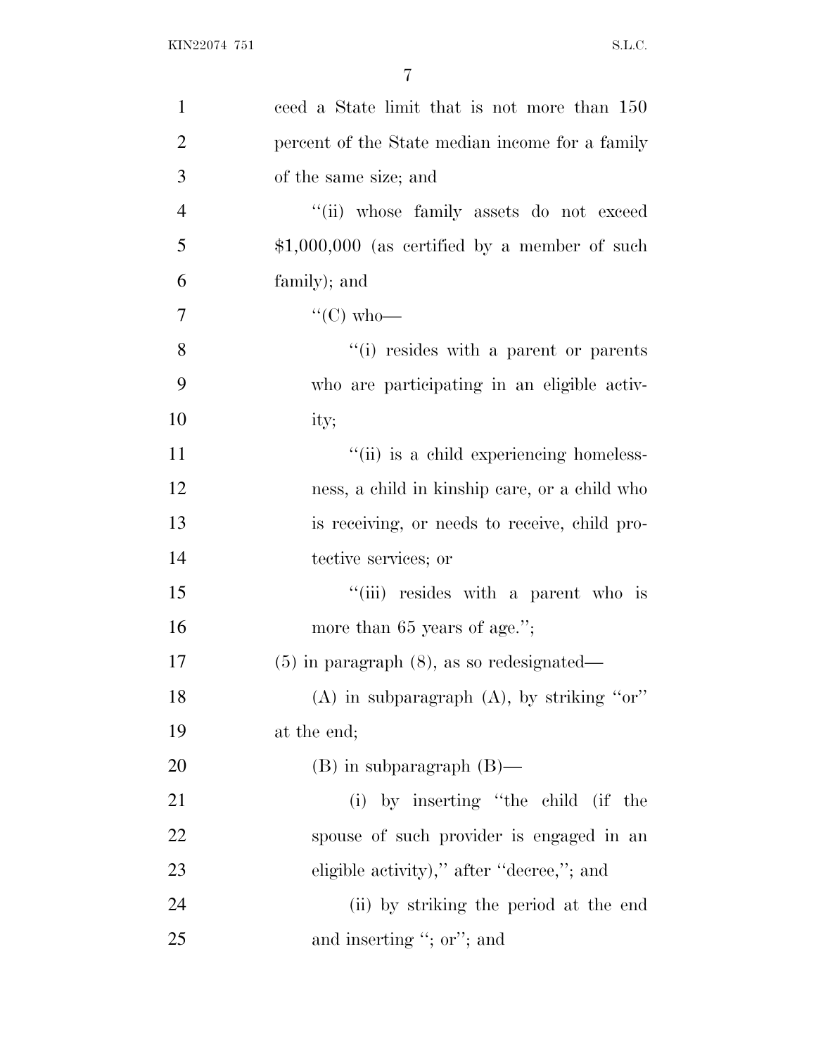ceed a State limit that is not more than 150 percent of the State median income for a family of the same size; and

''(ii) whose family assets do not exceed $1,000,000 (as certified by a member of such family); and

''(C) who—

''(i) resides with a parent or parents who are participating in an eligible activity;

''(ii) is a child experiencing homelessness, a child in kinship care, or a child who is receiving, or needs to receive, child protective services; or

''(iii) resides with a parent who is more than 65 years of age.'';

(5) in paragraph (8), as so redesignated—

(A) in subparagraph (A), by striking ''or'' at the end;

(B) in subparagraph (B)—

(i) by inserting ''the child (if the spouse of such provider is engaged in an eligible activity),'' after ''decree,''; and

(ii) by striking the period at the end and inserting ''; or''; and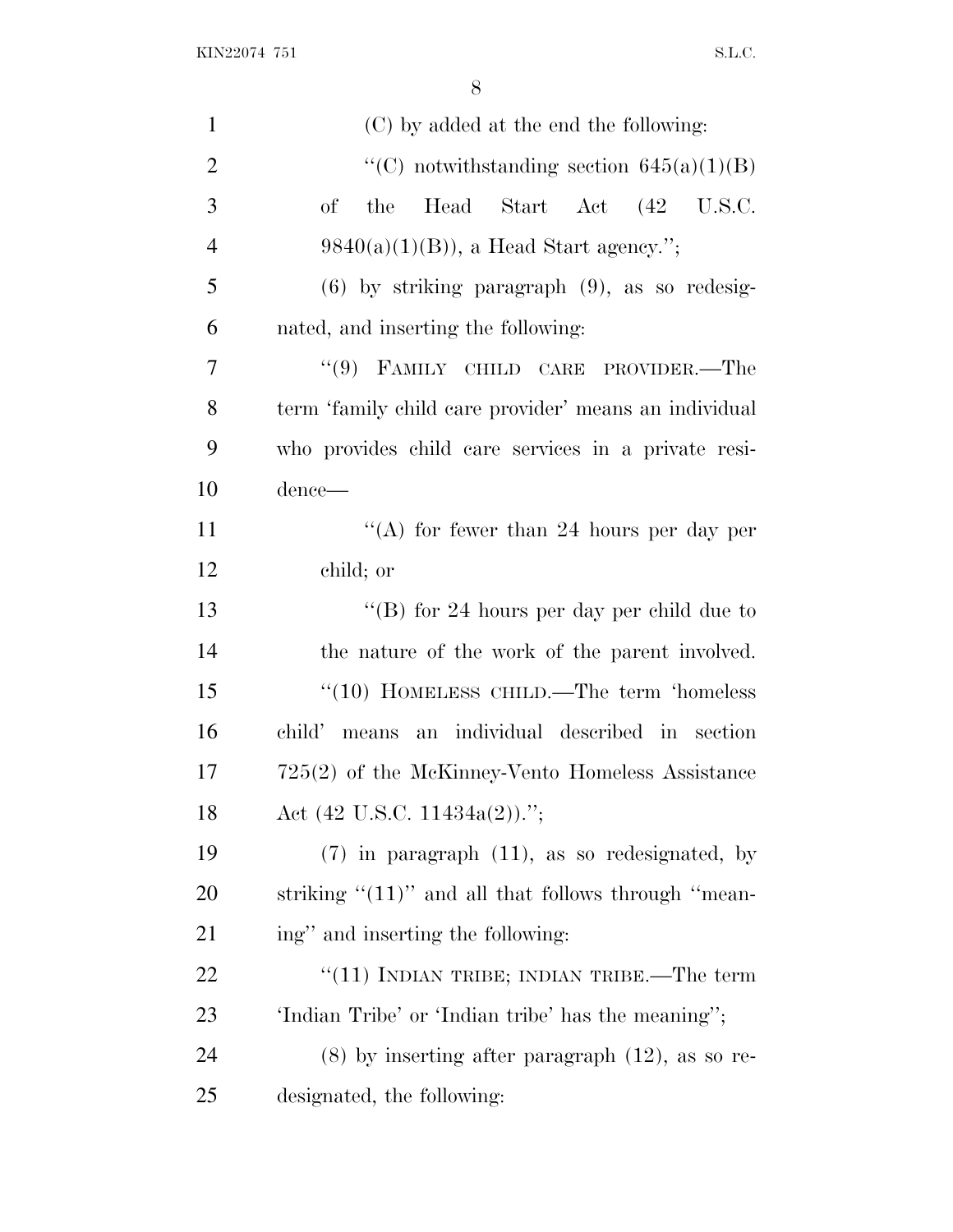(C) by added at the end the following:

"(C) notwithstanding section 645(a)(1)(B) of the Head Start Act (42 U.S.C. 9840(a)(1)(B)), a Head Start agency.";

(6) by striking paragraph (9), as so redesignated, and inserting the following:

"(9) FAMILY CHILD CARE PROVIDER.—The term 'family child care provider' means an individual who provides child care services in a private residence—

"(A) for fewer than 24 hours per day per child; or

"(B) for 24 hours per day per child due to the nature of the work of the parent involved.

"(10) HOMELESS CHILD.—The term 'homeless child' means an individual described in section 725(2) of the McKinney-Vento Homeless Assistance Act (42 U.S.C. 11434a(2)).";

(7) in paragraph (11), as so redesignated, by striking "(11)" and all that follows through "meaning" and inserting the following:

"(11) INDIAN TRIBE; INDIAN TRIBE.—The term 'Indian Tribe' or 'Indian tribe' has the meaning";

(8) by inserting after paragraph (12), as so redesignated, the following: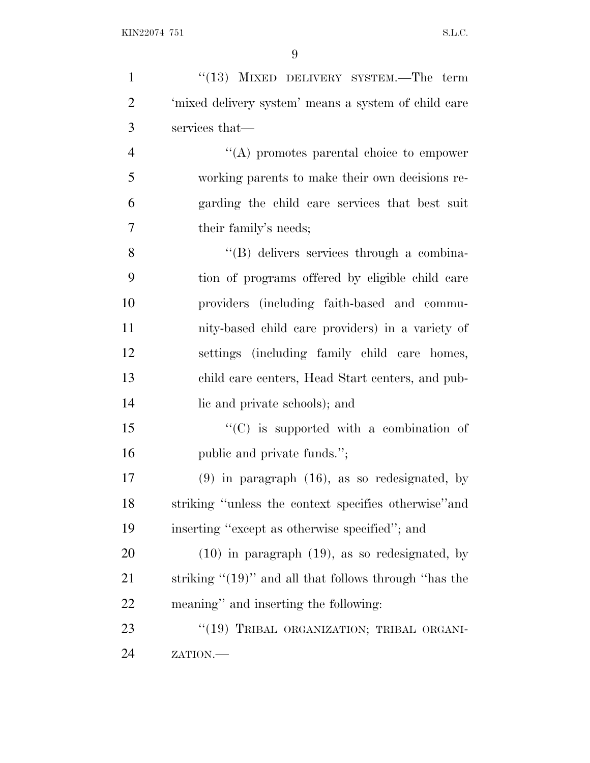"(13) MIXED DELIVERY SYSTEM.—The term 'mixed delivery system' means a system of child care services that—

"(A) promotes parental choice to empower working parents to make their own decisions regarding the child care services that best suit their family's needs;

"(B) delivers services through a combination of programs offered by eligible child care providers (including faith-based and community-based child care providers) in a variety of settings (including family child care homes, child care centers, Head Start centers, and public and private schools); and

"(C) is supported with a combination of public and private funds.";

(9) in paragraph (16), as so redesignated, by striking "unless the context specifies otherwise"and inserting "except as otherwise specified"; and

(10) in paragraph (19), as so redesignated, by striking "(19)" and all that follows through "has the meaning" and inserting the following:

"(19) TRIBAL ORGANIZATION; TRIBAL ORGANIZATION.—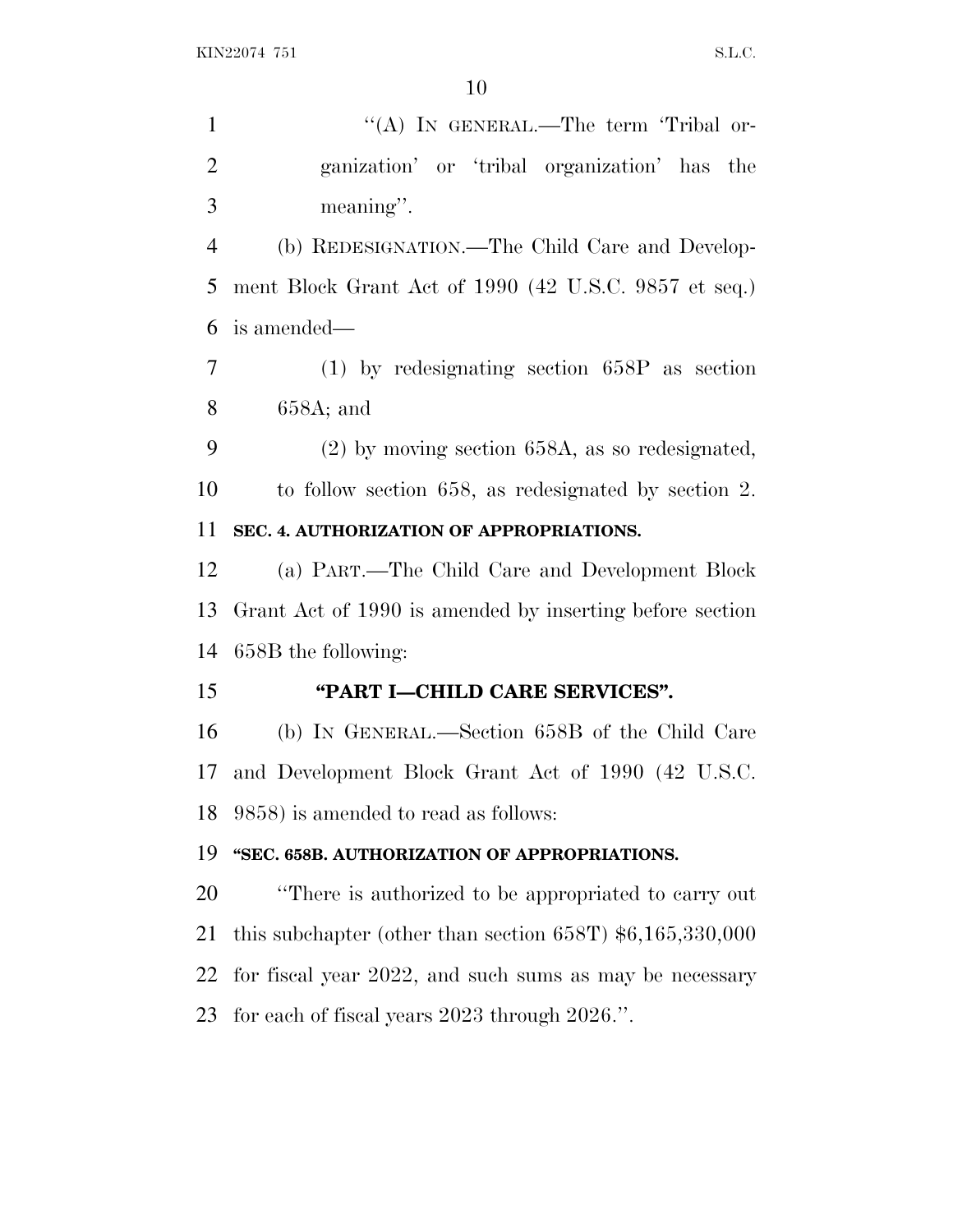"(A) IN GENERAL.—The term 'Tribal organization' or 'tribal organization' has the meaning".

(b) REDESIGNATION.—The Child Care and Development Block Grant Act of 1990 (42 U.S.C. 9857 et seq.) is amended—

(1) by redesignating section 658P as section 658A; and

(2) by moving section 658A, as so redesignated, to follow section 658, as redesignated by section 2.

**SEC. 4. AUTHORIZATION OF APPROPRIATIONS.**

(a) PART.—The Child Care and Development Block Grant Act of 1990 is amended by inserting before section 658B the following:

**"PART I—CHILD CARE SERVICES".**

(b) IN GENERAL.—Section 658B of the Child Care and Development Block Grant Act of 1990 (42 U.S.C. 9858) is amended to read as follows:

**"SEC. 658B. AUTHORIZATION OF APPROPRIATIONS.**

"There is authorized to be appropriated to carry out this subchapter (other than section 658T) $6,165,330,000 for fiscal year 2022, and such sums as may be necessary for each of fiscal years 2023 through 2026.".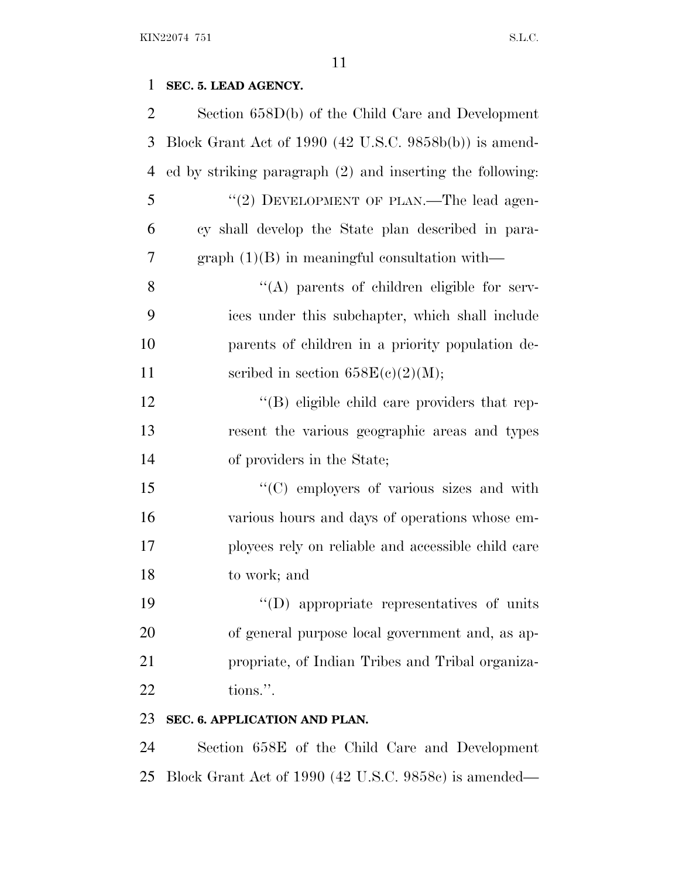**SEC. 5. LEAD AGENCY.**

Section 658D(b) of the Child Care and Development Block Grant Act of 1990 (42 U.S.C. 9858b(b)) is amended by striking paragraph (2) and inserting the following:

"(2) DEVELOPMENT OF PLAN.—The lead agency shall develop the State plan described in paragraph (1)(B) in meaningful consultation with—

"(A) parents of children eligible for services under this subchapter, which shall include parents of children in a priority population described in section 658E(c)(2)(M);

"(B) eligible child care providers that represent the various geographic areas and types of providers in the State;

"(C) employers of various sizes and with various hours and days of operations whose employees rely on reliable and accessible child care to work; and

"(D) appropriate representatives of units of general purpose local government and, as appropriate, of Indian Tribes and Tribal organizations.".

**SEC. 6. APPLICATION AND PLAN.**

Section 658E of the Child Care and Development Block Grant Act of 1990 (42 U.S.C. 9858c) is amended—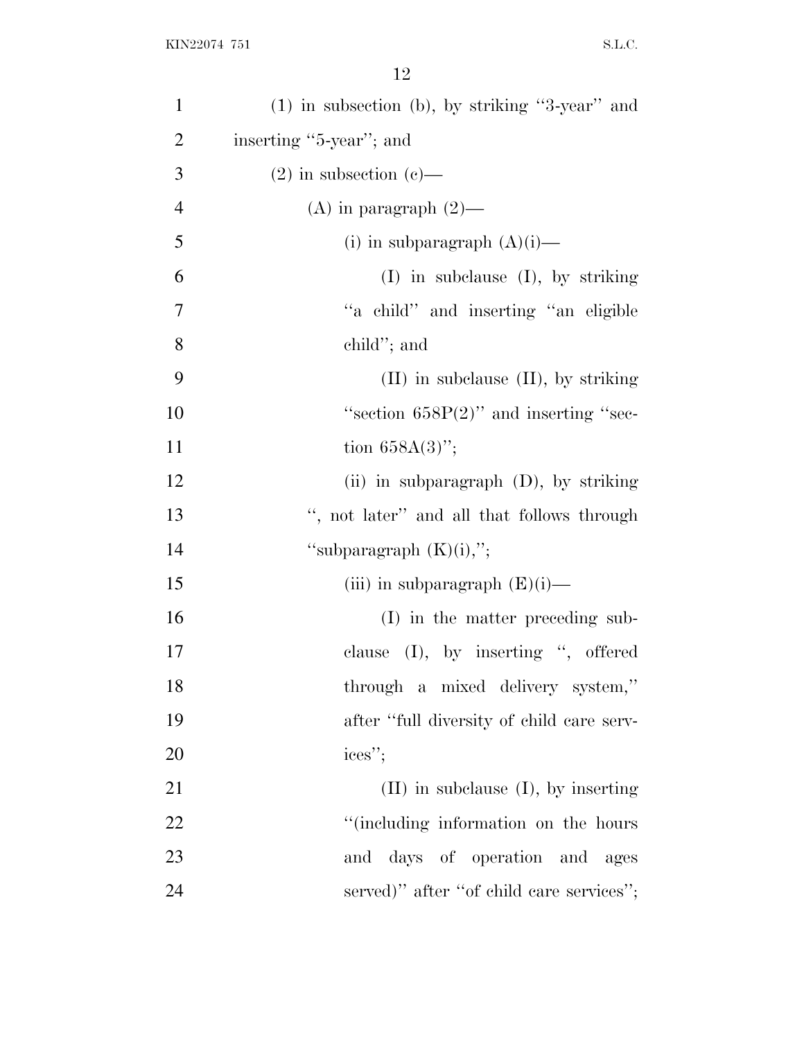(1) in subsection (b), by striking "3-year" and inserting "5-year"; and

(2) in subsection (c)—

(A) in paragraph (2)—

(i) in subparagraph (A)(i)—

(I) in subclause (I), by striking "a child" and inserting "an eligible child"; and

(II) in subclause (II), by striking "section 658P(2)" and inserting "section 658A(3)";

(ii) in subparagraph (D), by striking ", not later" and all that follows through "subparagraph (K)(i),";

(iii) in subparagraph (E)(i)—

(I) in the matter preceding subclause (I), by inserting ", offered through a mixed delivery system," after "full diversity of child care services";

(II) in subclause (I), by inserting "(including information on the hours and days of operation and ages served)" after "of child care services";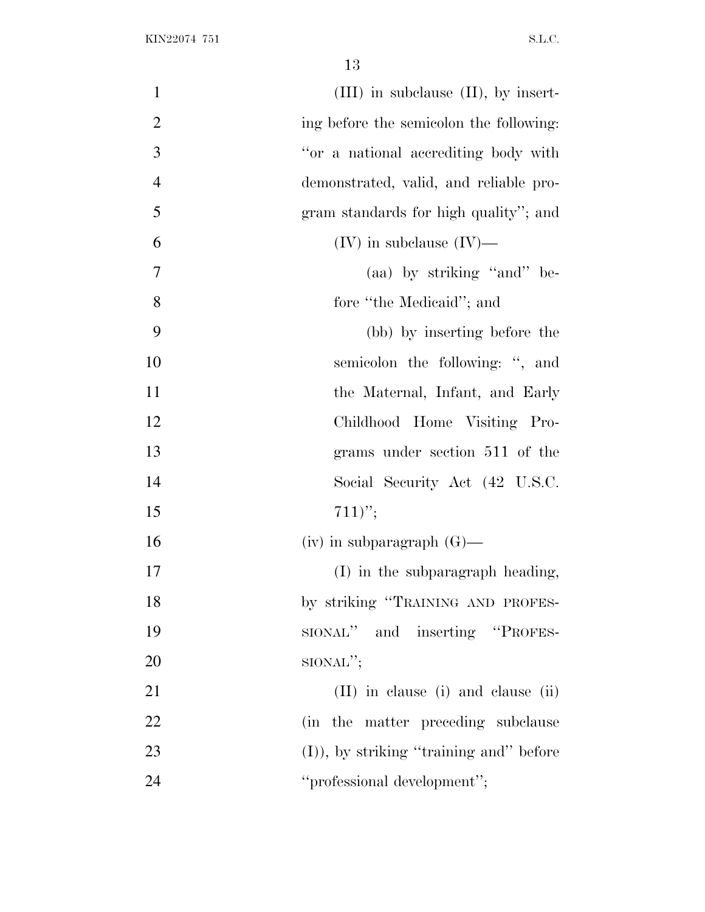(III) in subclause (II), by inserting before the semicolon the following: "or a national accrediting body with demonstrated, valid, and reliable program standards for high quality"; and

(IV) in subclause (IV)—

(aa) by striking "and" before "the Medicaid"; and

(bb) by inserting before the semicolon the following: ", and the Maternal, Infant, and Early Childhood Home Visiting Programs under section 511 of the Social Security Act (42 U.S.C. 711)";

(iv) in subparagraph (G)—

(I) in the subparagraph heading, by striking "TRAINING AND PROFESSIONAL" and inserting "PROFESSIONAL";

(II) in clause (i) and clause (ii) (in the matter preceding subclause (I)), by striking "training and" before "professional development";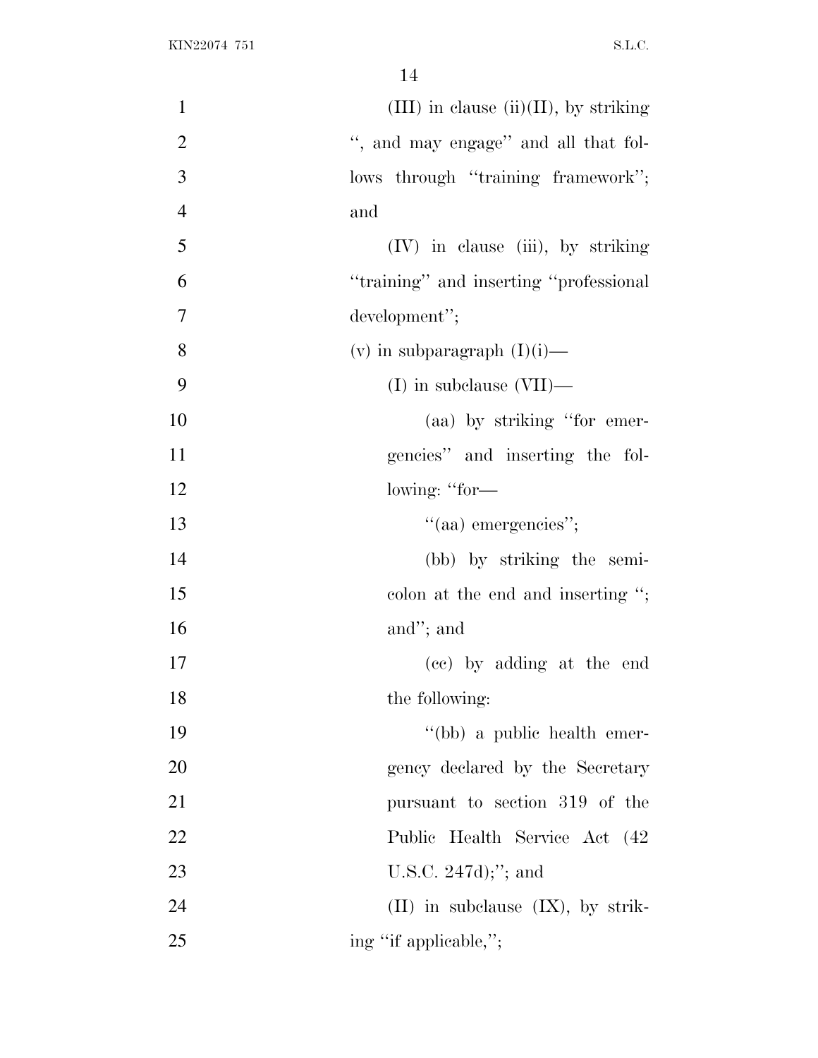(III) in clause (ii)(II), by striking ", and may engage" and all that follows through "training framework"; and

(IV) in clause (iii), by striking "training" and inserting "professional development";

(v) in subparagraph (I)(i)—

(I) in subclause (VII)—

(aa) by striking "for emergencies" and inserting the following: "for—

"(aa) emergencies";

(bb) by striking the semicolon at the end and inserting "; and"; and

(cc) by adding at the end the following:

"(bb) a public health emergency declared by the Secretary pursuant to section 319 of the Public Health Service Act (42 U.S.C. 247d);"; and

(II) in subclause (IX), by striking "if applicable,";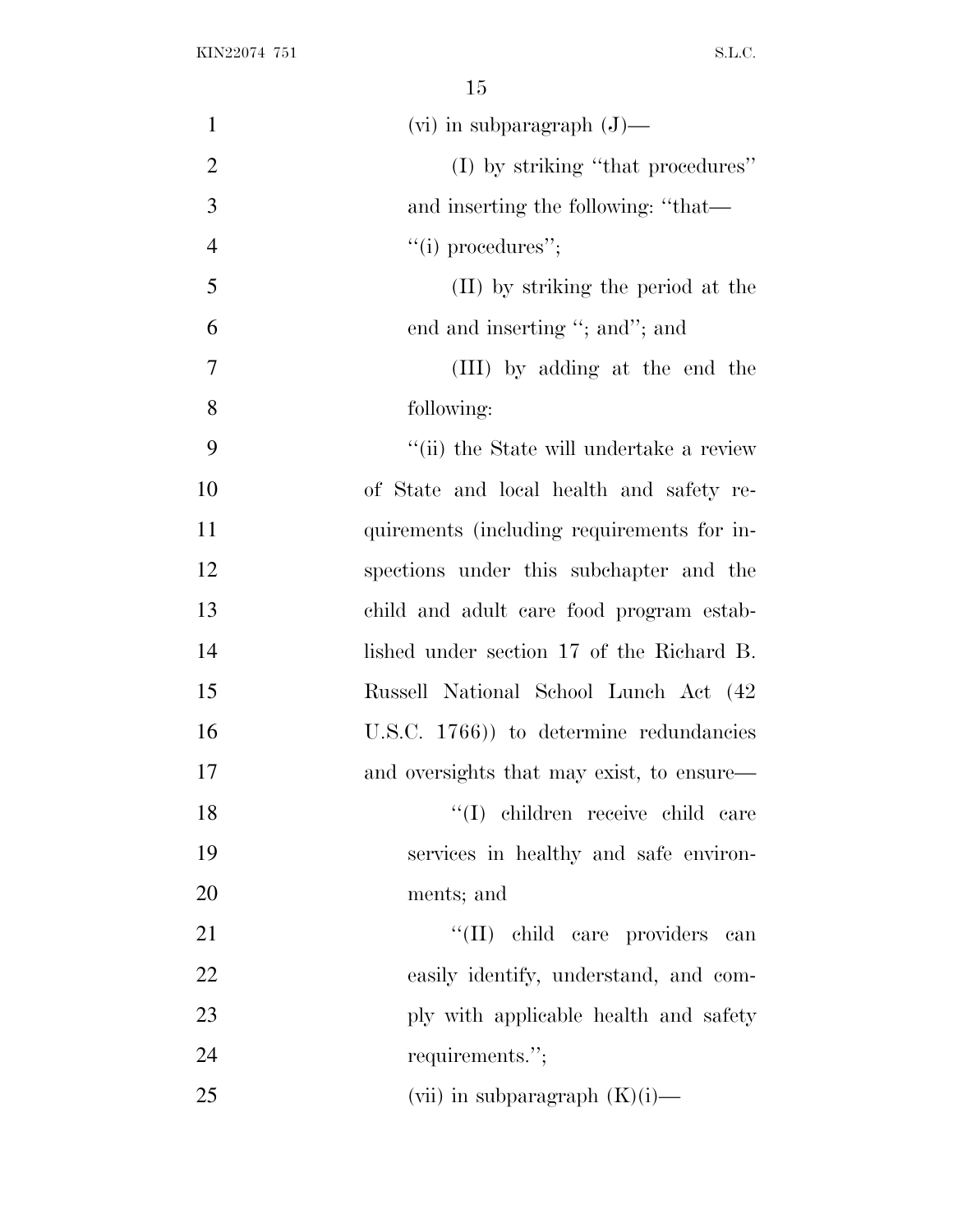(vi) in subparagraph (J)—

(I) by striking "that procedures" and inserting the following: "that—

"(i) procedures";

(II) by striking the period at the end and inserting "; and"; and

(III) by adding at the end the following:

"(ii) the State will undertake a review of State and local health and safety requirements (including requirements for inspections under this subchapter and the child and adult care food program established under section 17 of the Richard B. Russell National School Lunch Act (42 U.S.C. 1766)) to determine redundancies and oversights that may exist, to ensure—

"(I) children receive child care services in healthy and safe environments; and

"(II) child care providers can easily identify, understand, and comply with applicable health and safety requirements.";

(vii) in subparagraph (K)(i)—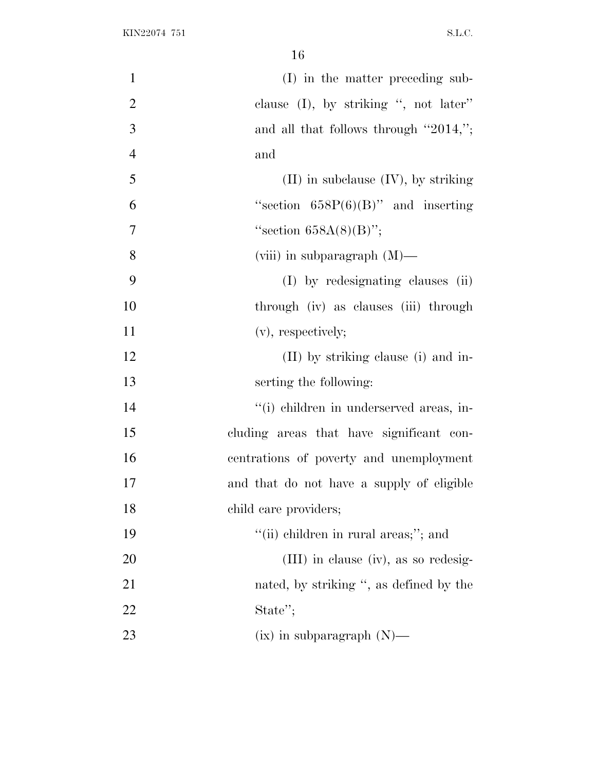(I) in the matter preceding subclause (I), by striking ", not later" and all that follows through "2014,"; and

(II) in subclause (IV), by striking "section 658P(6)(B)" and inserting "section 658A(8)(B)";

(viii) in subparagraph (M)—

(I) by redesignating clauses (ii) through (iv) as clauses (iii) through (v), respectively;

(II) by striking clause (i) and inserting the following:

"(i) children in underserved areas, including areas that have significant concentrations of poverty and unemployment and that do not have a supply of eligible child care providers;

"(ii) children in rural areas;"; and

(III) in clause (iv), as so redesignated, by striking ", as defined by the State";

(ix) in subparagraph (N)—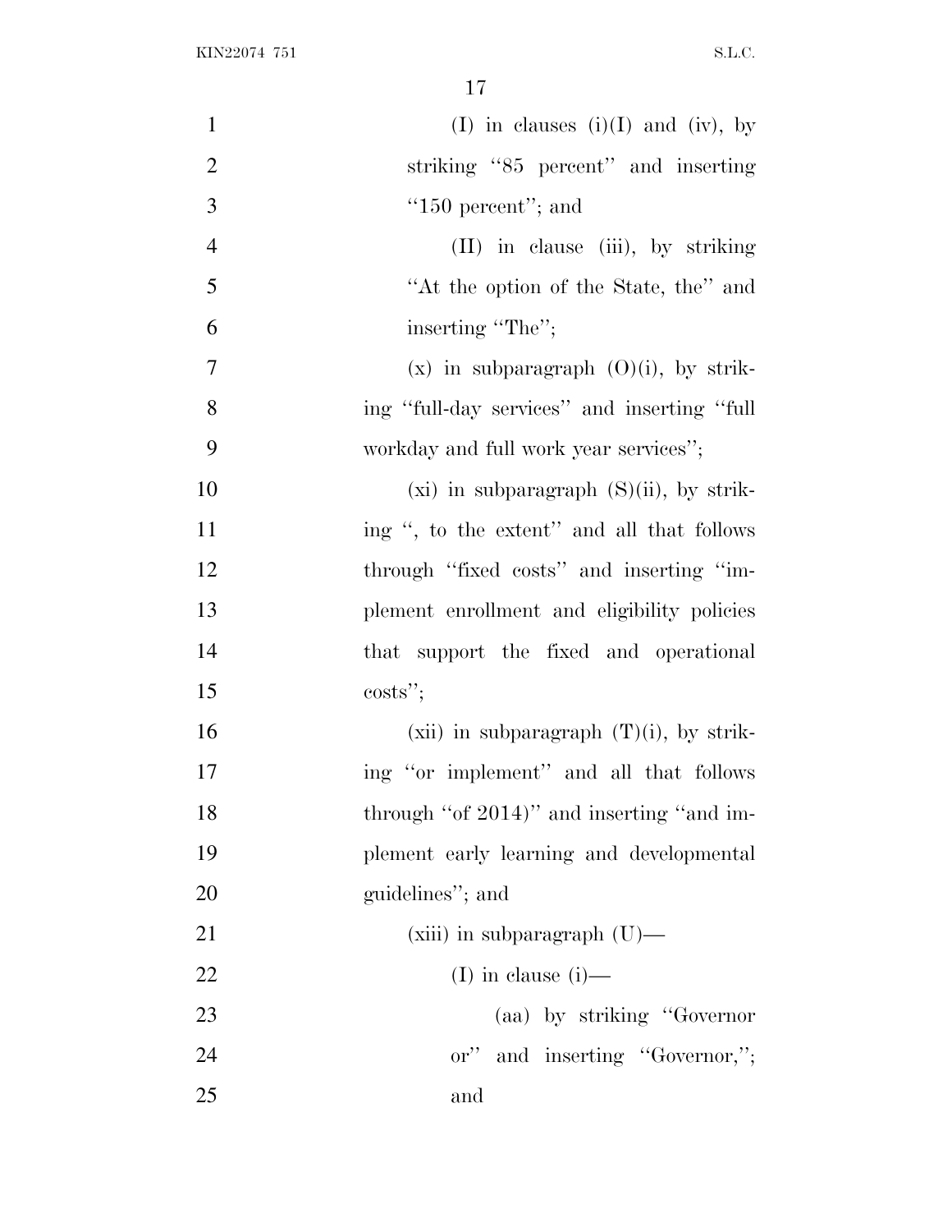(I) in clauses (i)(I) and (iv), by striking "85 percent" and inserting "150 percent"; and

(II) in clause (iii), by striking "At the option of the State, the" and inserting "The";

(x) in subparagraph (O)(i), by striking "full-day services" and inserting "full workday and full work year services";

(xi) in subparagraph (S)(ii), by striking ", to the extent" and all that follows through "fixed costs" and inserting "implement enrollment and eligibility policies that support the fixed and operational costs";

(xii) in subparagraph (T)(i), by striking "or implement" and all that follows through "of 2014)" and inserting "and implement early learning and developmental guidelines"; and

(xiii) in subparagraph (U)—

(I) in clause (i)—

(aa) by striking "Governor or" and inserting "Governor,"; and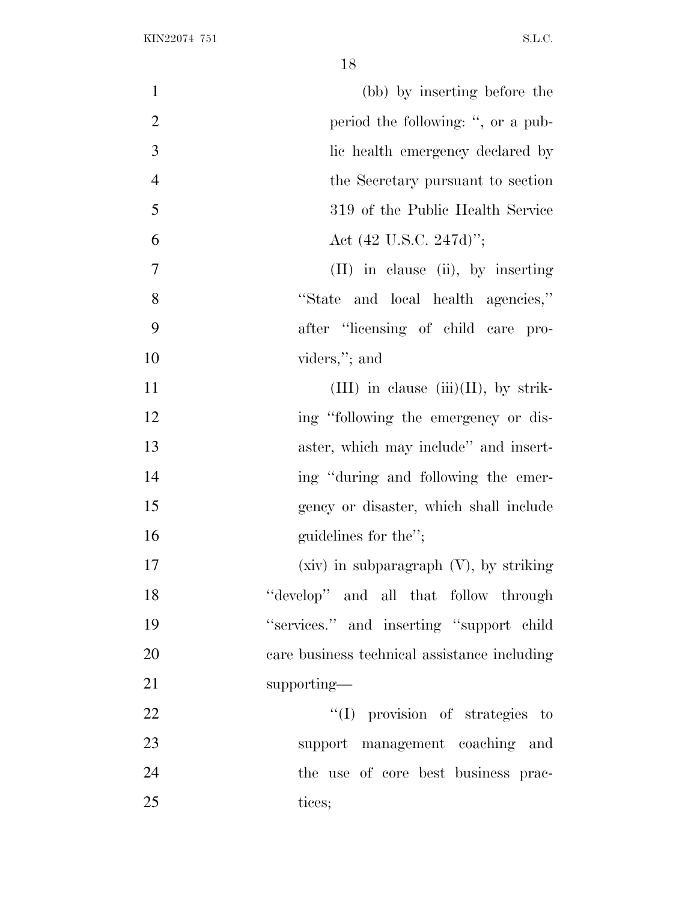(bb) by inserting before the period the following: ", or a public health emergency declared by the Secretary pursuant to section 319 of the Public Health Service Act (42 U.S.C. 247d)";

(II) in clause (ii), by inserting "State and local health agencies," after "licensing of child care providers,"; and

(III) in clause (iii)(II), by striking "following the emergency or disaster, which may include" and inserting "during and following the emergency or disaster, which shall include guidelines for the";

(xiv) in subparagraph (V), by striking "develop" and all that follow through "services." and inserting "support child care business technical assistance including supporting—

"(I) provision of strategies to support management coaching and the use of core best business practices;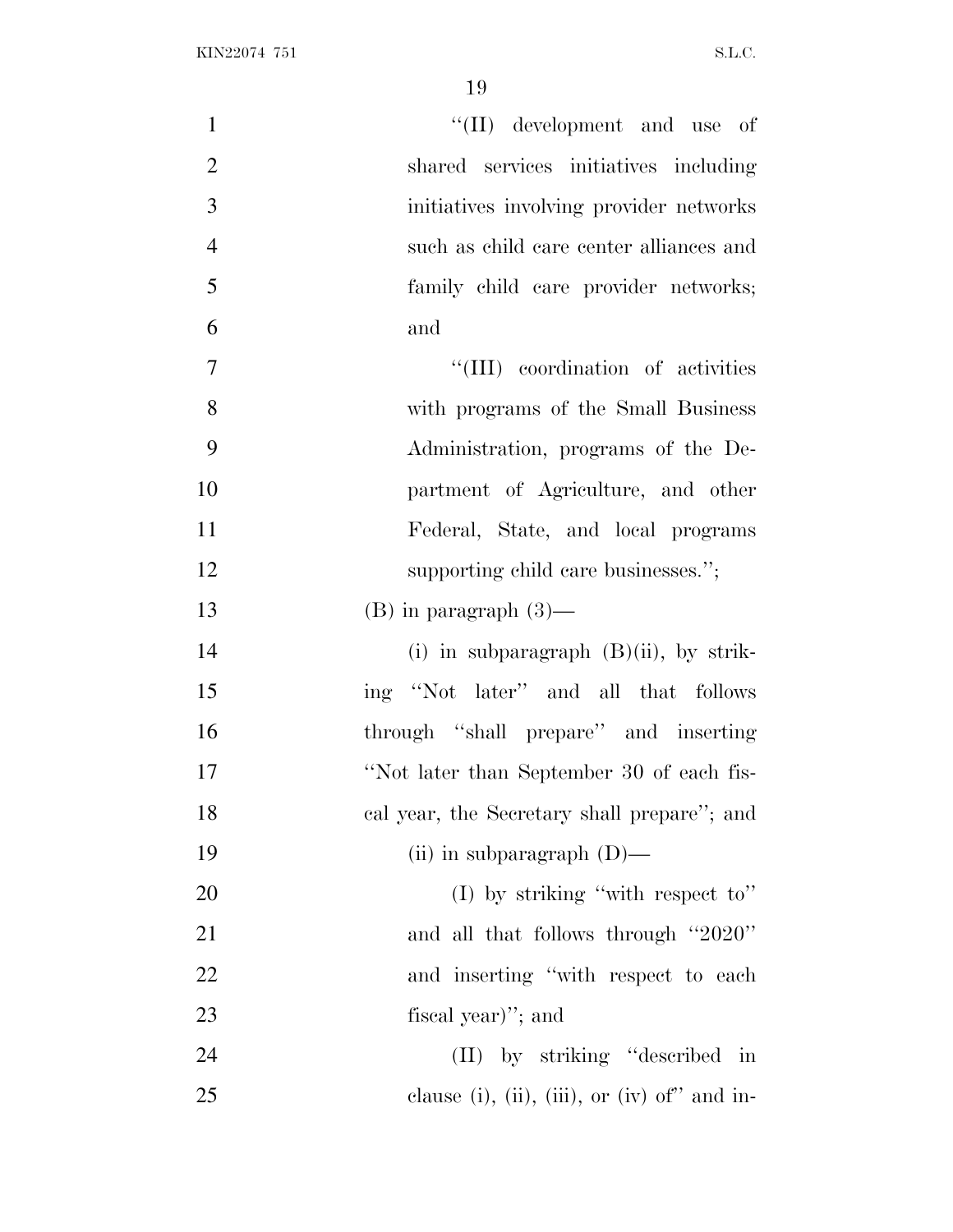"(II) development and use of shared services initiatives including initiatives involving provider networks such as child care center alliances and family child care provider networks; and

"(III) coordination of activities with programs of the Small Business Administration, programs of the Department of Agriculture, and other Federal, State, and local programs supporting child care businesses.";

(B) in paragraph (3)—

(i) in subparagraph (B)(ii), by striking "Not later" and all that follows through "shall prepare" and inserting "Not later than September 30 of each fiscal year, the Secretary shall prepare"; and

(ii) in subparagraph (D)—

(I) by striking "with respect to" and all that follows through "2020" and inserting "with respect to each fiscal year)"; and

(II) by striking "described in clause (i), (ii), (iii), or (iv) of" and in-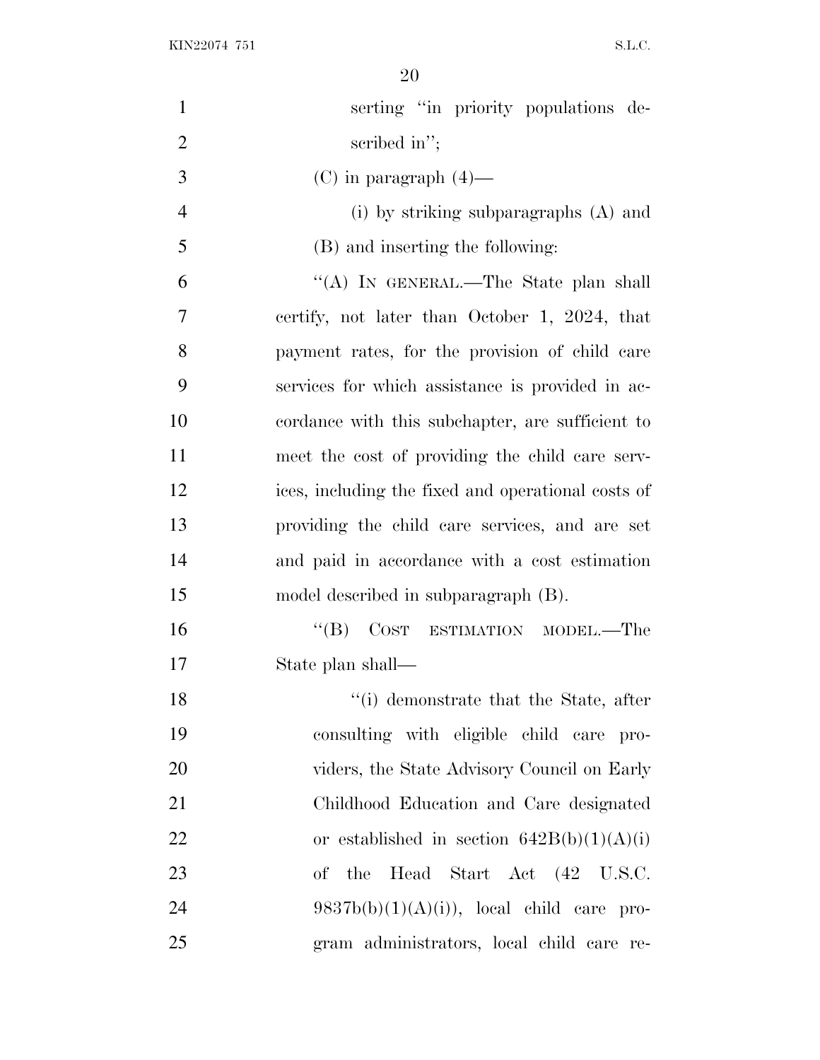serting "in priority populations described in";

(C) in paragraph (4)—

(i) by striking subparagraphs (A) and (B) and inserting the following:

"(A) IN GENERAL.—The State plan shall certify, not later than October 1, 2024, that payment rates, for the provision of child care services for which assistance is provided in accordance with this subchapter, are sufficient to meet the cost of providing the child care services, including the fixed and operational costs of providing the child care services, and are set and paid in accordance with a cost estimation model described in subparagraph (B).

"(B) COST ESTIMATION MODEL.—The State plan shall—

"(i) demonstrate that the State, after consulting with eligible child care providers, the State Advisory Council on Early Childhood Education and Care designated or established in section 642B(b)(1)(A)(i) of the Head Start Act (42 U.S.C. 9837b(b)(1)(A)(i)), local child care program administrators, local child care re-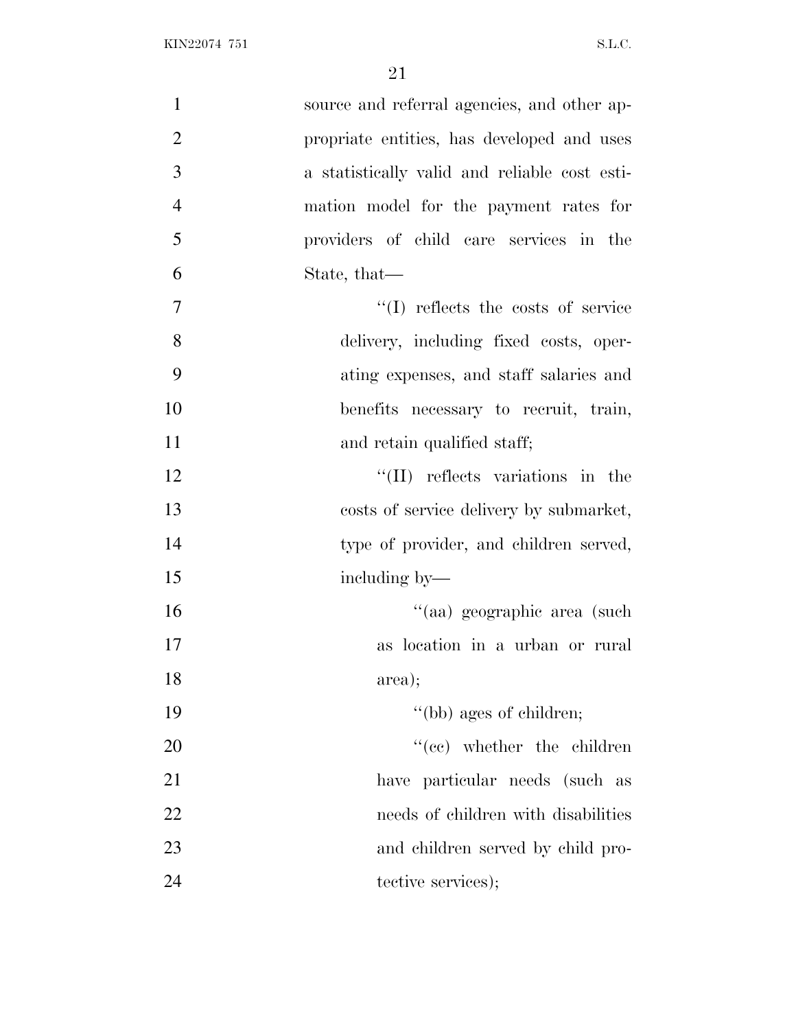source and referral agencies, and other appropriate entities, has developed and uses a statistically valid and reliable cost estimation model for the payment rates for providers of child care services in the State, that—

''(I) reflects the costs of service delivery, including fixed costs, operating expenses, and staff salaries and benefits necessary to recruit, train, and retain qualified staff;

''(II) reflects variations in the costs of service delivery by submarket, type of provider, and children served, including by—

''(aa) geographic area (such as location in a urban or rural area);

''(bb) ages of children;

''(cc) whether the children have particular needs (such as needs of children with disabilities and children served by child protective services);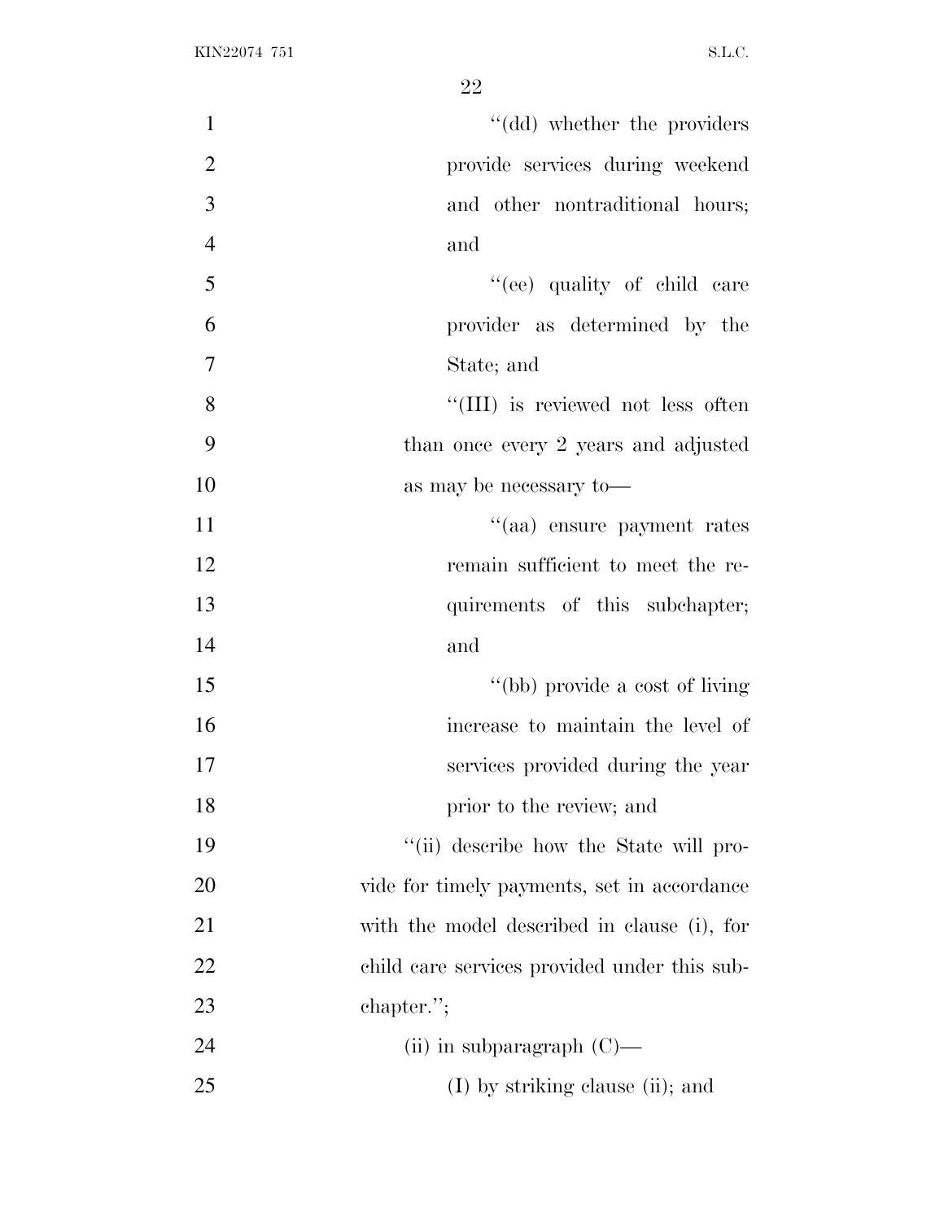"(dd) whether the providers provide services during weekend and other nontraditional hours; and

"(ee) quality of child care provider as determined by the State; and

"(III) is reviewed not less often than once every 2 years and adjusted as may be necessary to—

"(aa) ensure payment rates remain sufficient to meet the requirements of this subchapter; and

"(bb) provide a cost of living increase to maintain the level of services provided during the year prior to the review; and

"(ii) describe how the State will provide for timely payments, set in accordance with the model described in clause (i), for child care services provided under this subchapter.";

(ii) in subparagraph (C)—

(I) by striking clause (ii); and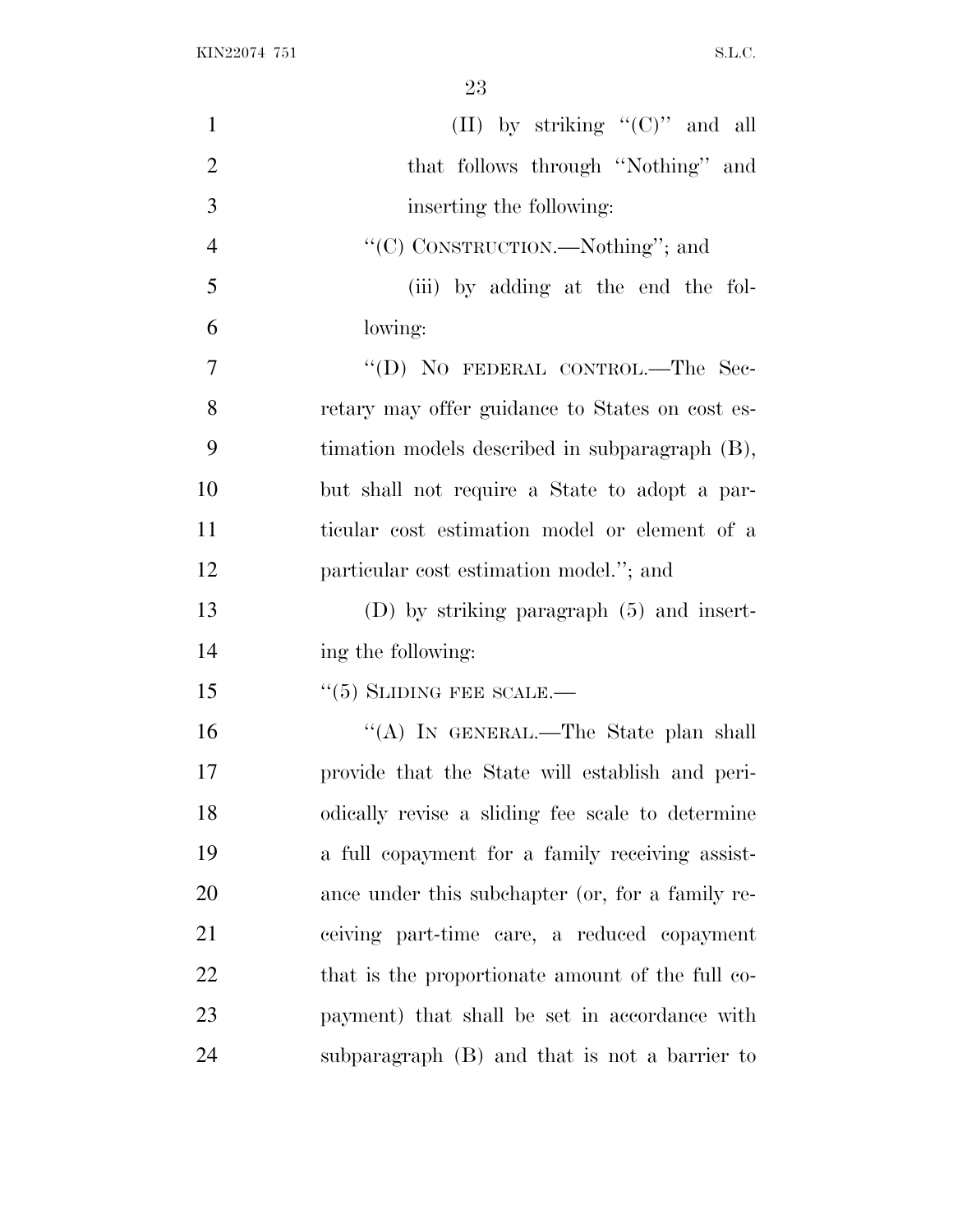(II) by striking "(C)" and all that follows through "Nothing" and inserting the following:

"(C) CONSTRUCTION.—Nothing"; and

(iii) by adding at the end the following:

"(D) NO FEDERAL CONTROL.—The Secretary may offer guidance to States on cost estimation models described in subparagraph (B), but shall not require a State to adopt a particular cost estimation model or element of a particular cost estimation model."; and

(D) by striking paragraph (5) and inserting the following:

"(5) SLIDING FEE SCALE.—

"(A) IN GENERAL.—The State plan shall provide that the State will establish and periodically revise a sliding fee scale to determine a full copayment for a family receiving assistance under this subchapter (or, for a family receiving part-time care, a reduced copayment that is the proportionate amount of the full copayment) that shall be set in accordance with subparagraph (B) and that is not a barrier to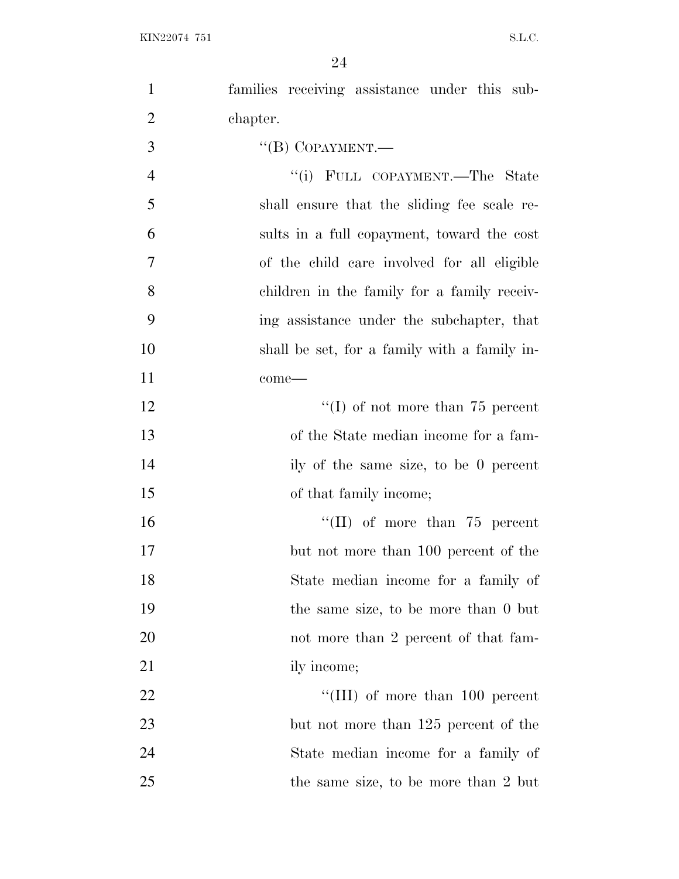families receiving assistance under this subchapter.

''(B) COPAYMENT.—

''(i) FULL COPAYMENT.—The State shall ensure that the sliding fee scale results in a full copayment, toward the cost of the child care involved for all eligible children in the family for a family receiving assistance under the subchapter, that shall be set, for a family with a family income—

''(I) of not more than 75 percent of the State median income for a family of the same size, to be 0 percent of that family income;

''(II) of more than 75 percent but not more than 100 percent of the State median income for a family of the same size, to be more than 0 but not more than 2 percent of that family income;

''(III) of more than 100 percent but not more than 125 percent of the State median income for a family of the same size, to be more than 2 but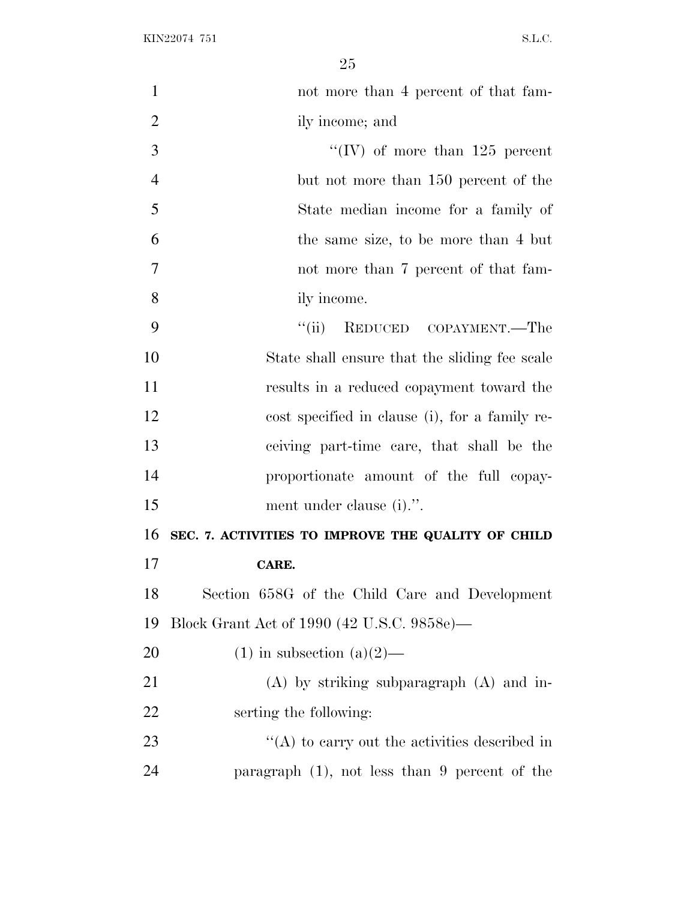not more than 4 percent of that family income; and

"(IV) of more than 125 percent but not more than 150 percent of the State median income for a family of the same size, to be more than 4 but not more than 7 percent of that family income.

"(ii) REDUCED COPAYMENT.—The State shall ensure that the sliding fee scale results in a reduced copayment toward the cost specified in clause (i), for a family receiving part-time care, that shall be the proportionate amount of the full copayment under clause (i).".

**SEC. 7. ACTIVITIES TO IMPROVE THE QUALITY OF CHILD CARE.**

Section 658G of the Child Care and Development Block Grant Act of 1990 (42 U.S.C. 9858e)—

(1) in subsection (a)(2)—

(A) by striking subparagraph (A) and inserting the following:

"(A) to carry out the activities described in paragraph (1), not less than 9 percent of the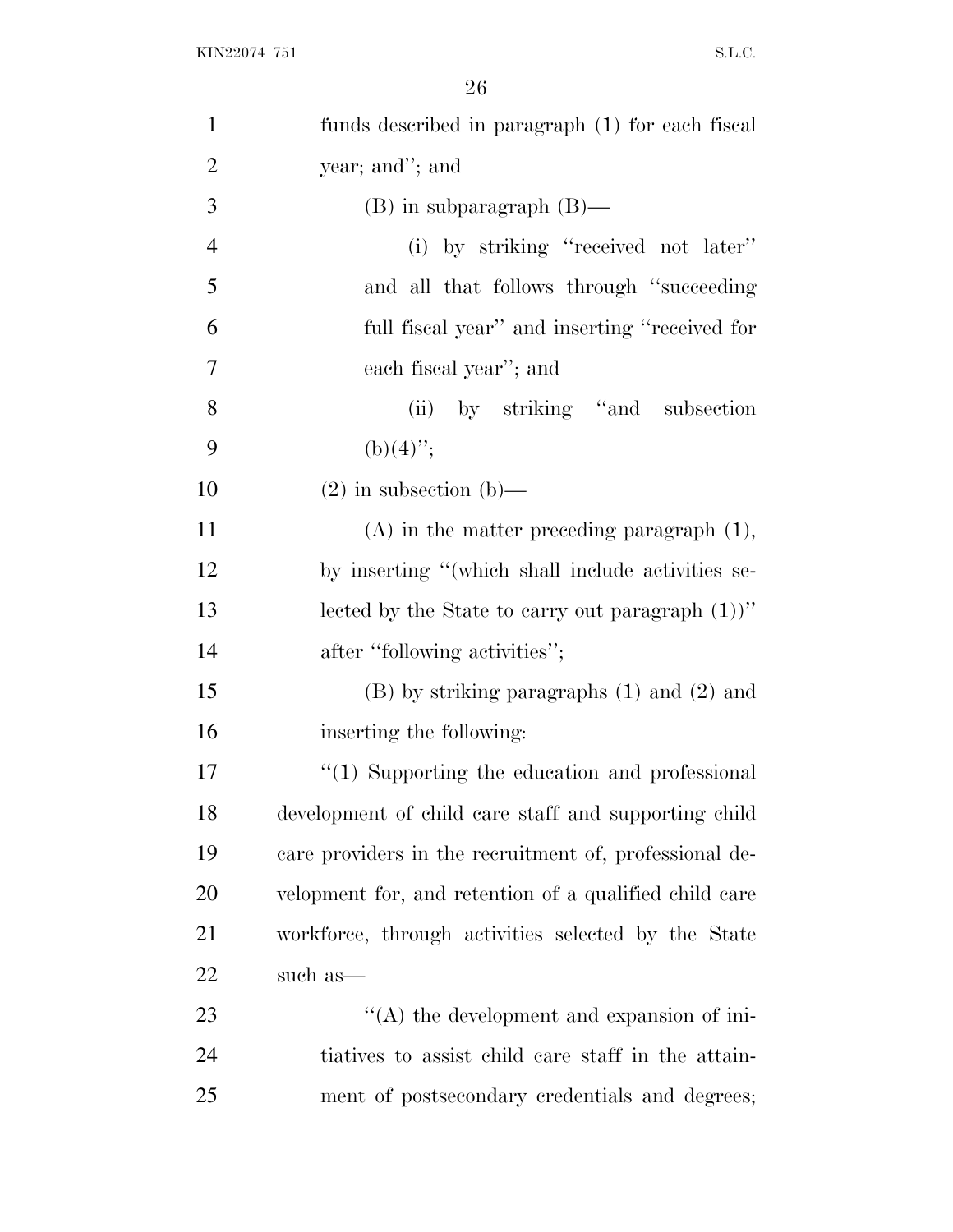funds described in paragraph (1) for each fiscal year; and''; and

(B) in subparagraph (B)—

(i) by striking ''received not later'' and all that follows through ''succeeding full fiscal year'' and inserting ''received for each fiscal year''; and

(ii) by striking ''and subsection (b)(4)'';

(2) in subsection (b)—

(A) in the matter preceding paragraph (1), by inserting ''(which shall include activities selected by the State to carry out paragraph (1))'' after ''following activities'';

(B) by striking paragraphs (1) and (2) and inserting the following:

''(1) Supporting the education and professional development of child care staff and supporting child care providers in the recruitment of, professional development for, and retention of a qualified child care workforce, through activities selected by the State such as—

''(A) the development and expansion of initiatives to assist child care staff in the attainment of postsecondary credentials and degrees;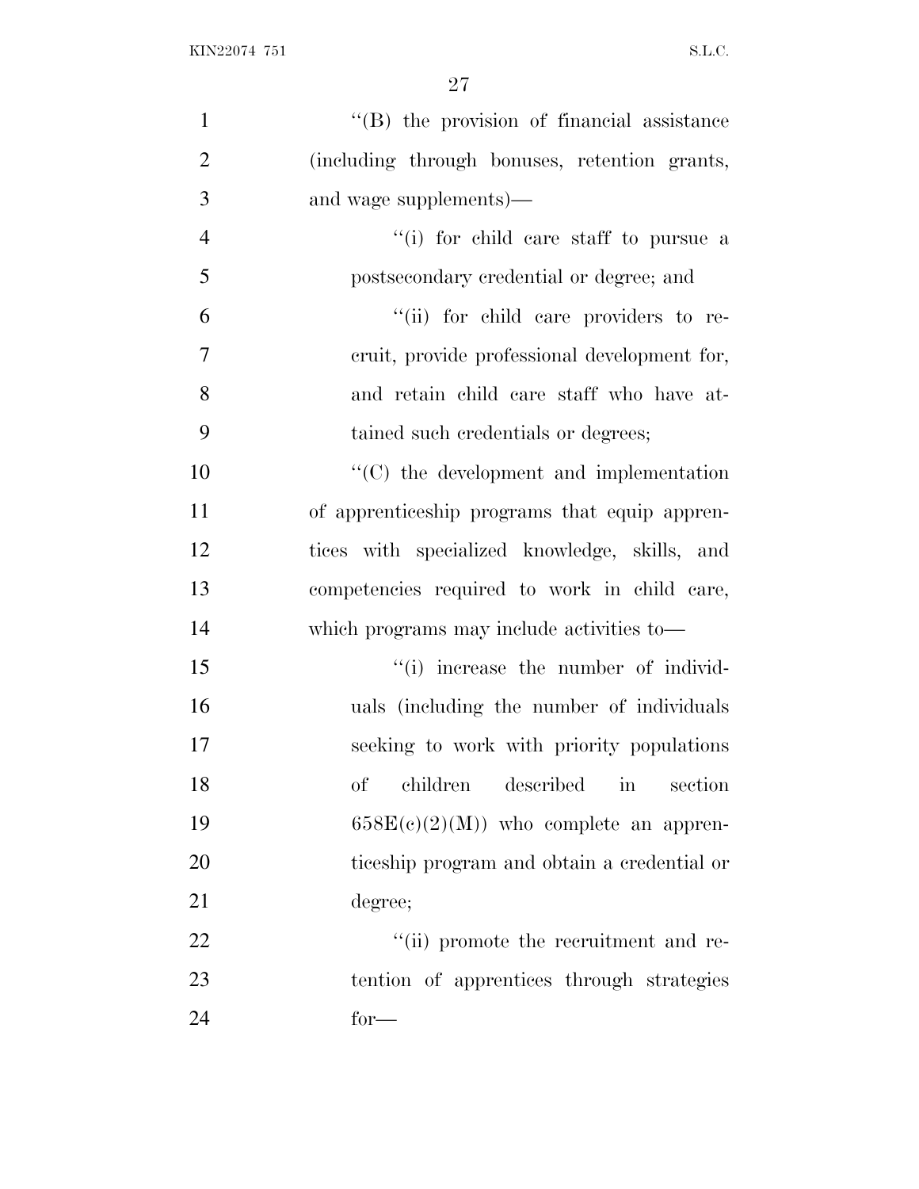''(B) the provision of financial assistance (including through bonuses, retention grants, and wage supplements)—

''(i) for child care staff to pursue a postsecondary credential or degree; and

''(ii) for child care providers to recruit, provide professional development for, and retain child care staff who have attained such credentials or degrees;

''(C) the development and implementation of apprenticeship programs that equip apprentices with specialized knowledge, skills, and competencies required to work in child care, which programs may include activities to—

''(i) increase the number of individuals (including the number of individuals seeking to work with priority populations of children described in section 658E(c)(2)(M)) who complete an apprenticeship program and obtain a credential or degree;

''(ii) promote the recruitment and retention of apprentices through strategies for—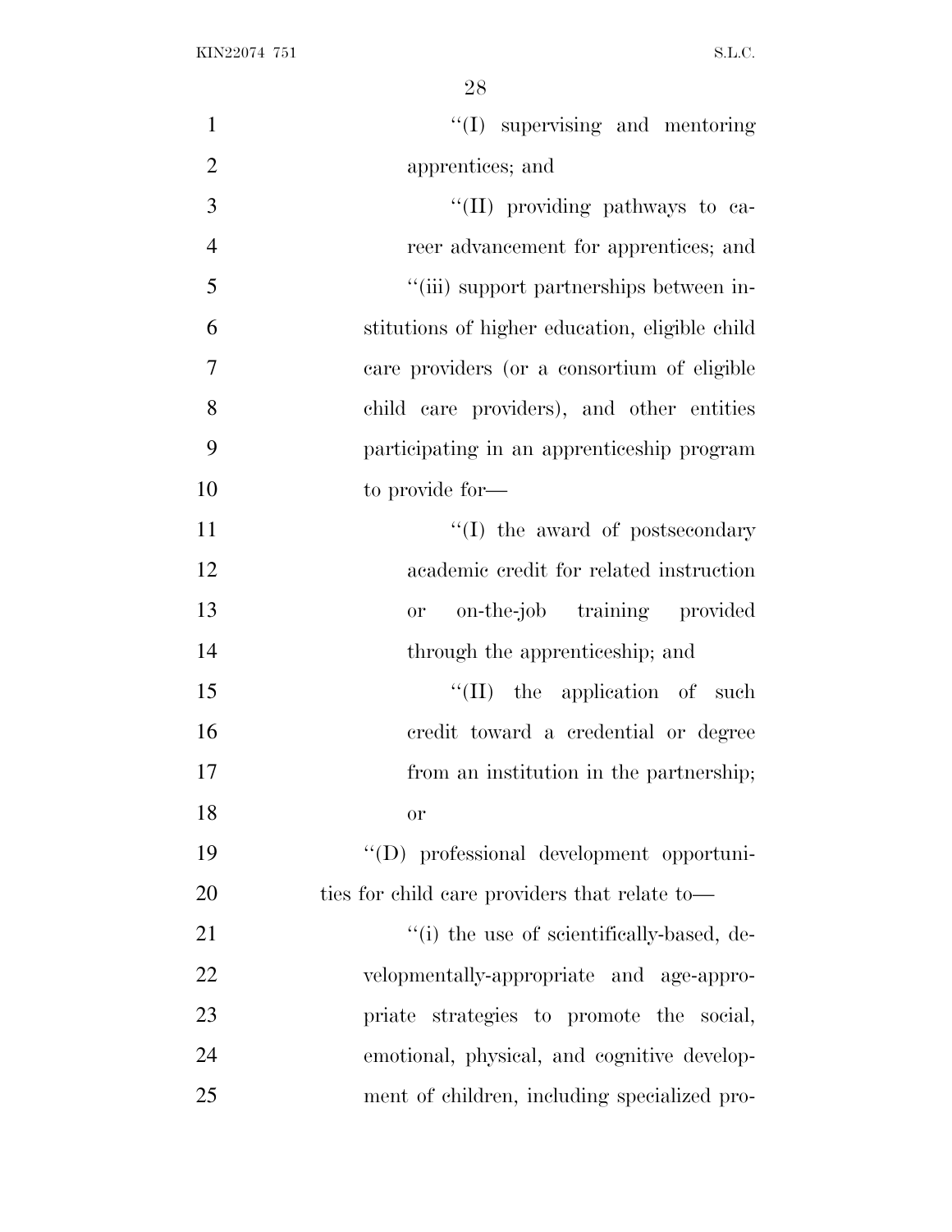''(I) supervising and mentoring apprentices; and

''(II) providing pathways to career advancement for apprentices; and

''(iii) support partnerships between institutions of higher education, eligible child care providers (or a consortium of eligible child care providers), and other entities participating in an apprenticeship program to provide for—

''(I) the award of postsecondary academic credit for related instruction or on-the-job training provided through the apprenticeship; and

''(II) the application of such credit toward a credential or degree from an institution in the partnership; or

''(D) professional development opportunities for child care providers that relate to—

''(i) the use of scientifically-based, developmentally-appropriate and age-appropriate strategies to promote the social, emotional, physical, and cognitive development of children, including specialized pro-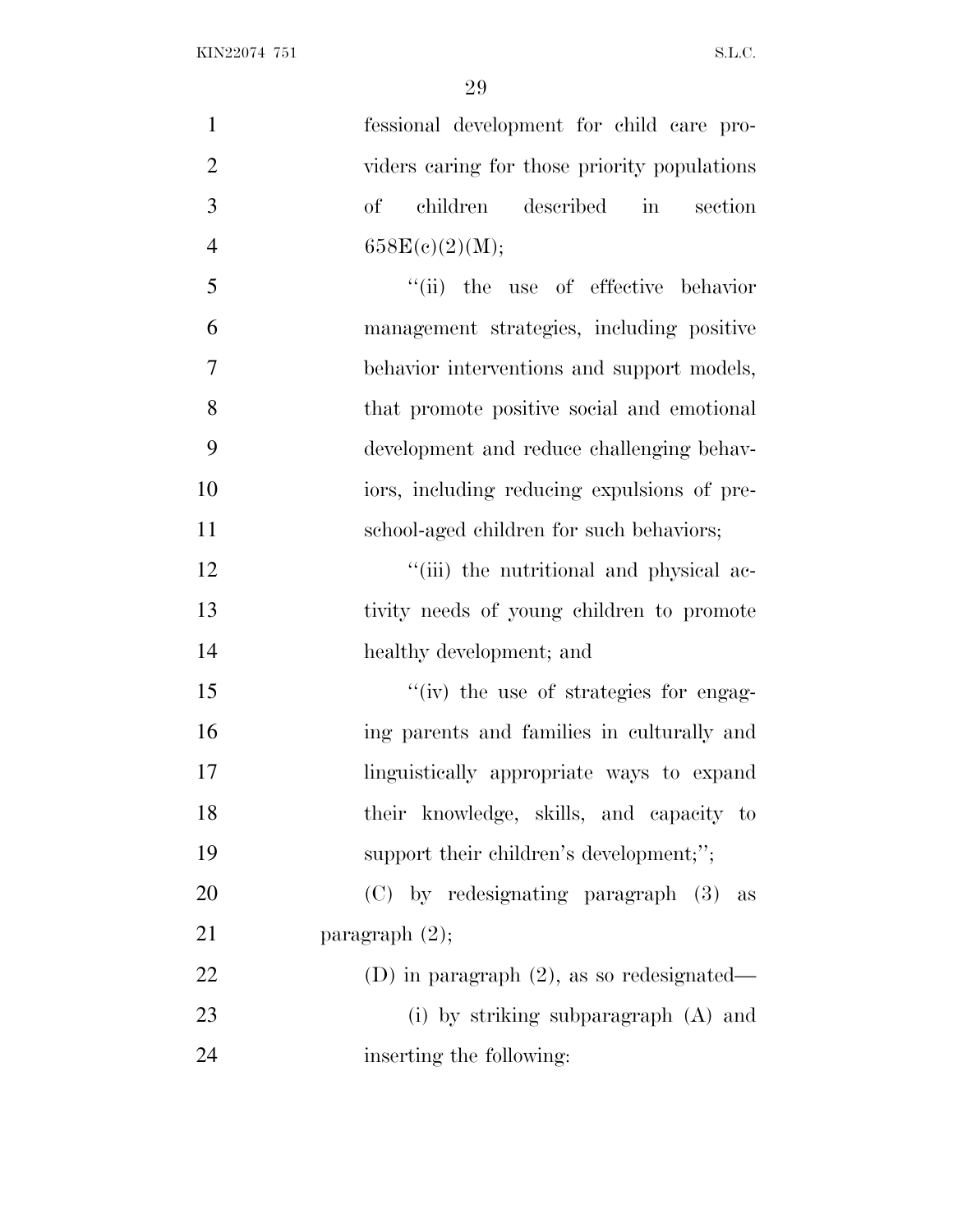fessional development for child care providers caring for those priority populations of children described in section 658E(c)(2)(M);

''(ii) the use of effective behavior management strategies, including positive behavior interventions and support models, that promote positive social and emotional development and reduce challenging behaviors, including reducing expulsions of preschool-aged children for such behaviors;

''(iii) the nutritional and physical activity needs of young children to promote healthy development; and

''(iv) the use of strategies for engaging parents and families in culturally and linguistically appropriate ways to expand their knowledge, skills, and capacity to support their children's development;'';

(C) by redesignating paragraph (3) as paragraph (2);

(D) in paragraph (2), as so redesignated—

(i) by striking subparagraph (A) and inserting the following: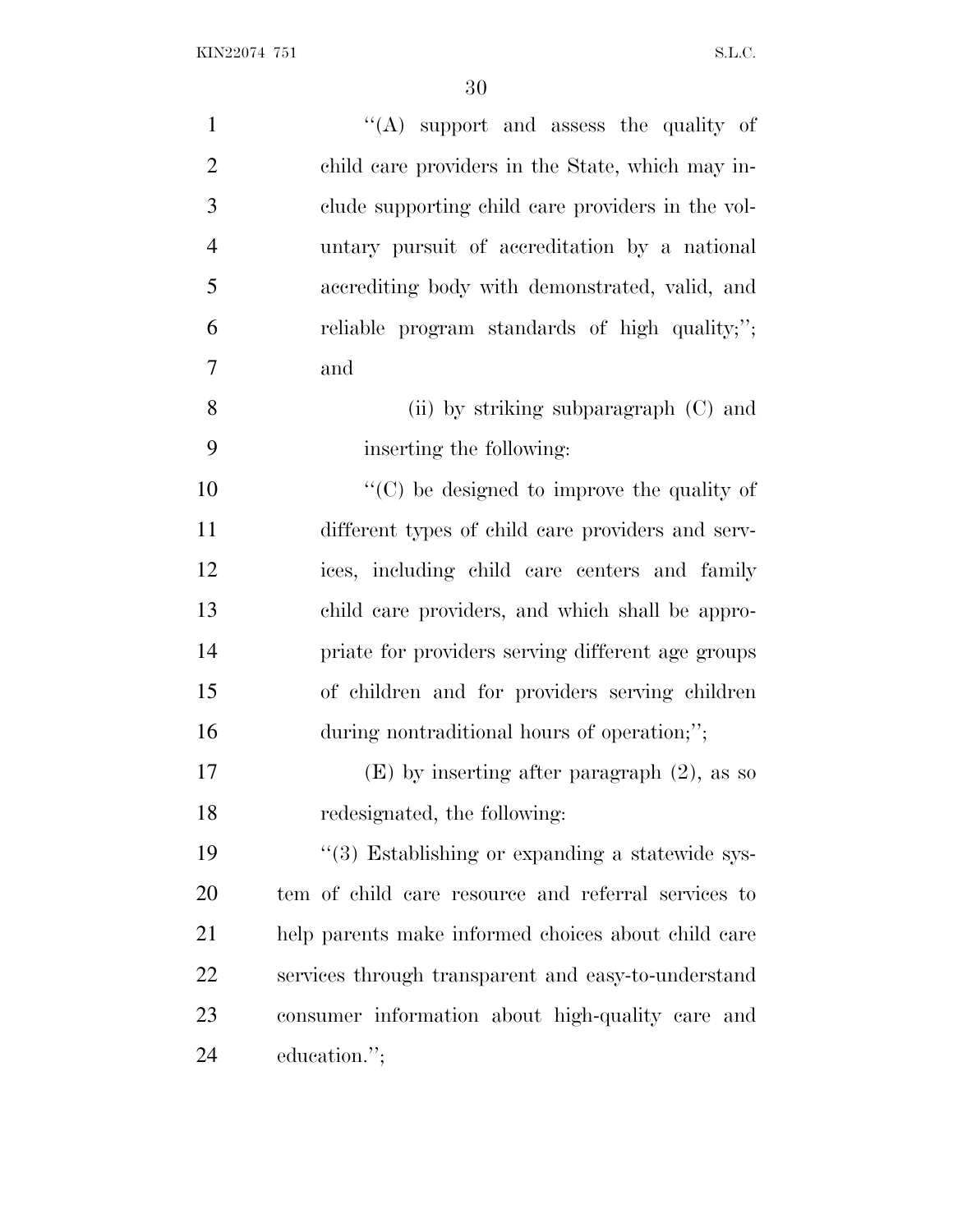"(A) support and assess the quality of child care providers in the State, which may include supporting child care providers in the voluntary pursuit of accreditation by a national accrediting body with demonstrated, valid, and reliable program standards of high quality;"; and

(ii) by striking subparagraph (C) and inserting the following:

"(C) be designed to improve the quality of different types of child care providers and services, including child care centers and family child care providers, and which shall be appropriate for providers serving different age groups of children and for providers serving children during nontraditional hours of operation;";

(E) by inserting after paragraph (2), as so redesignated, the following:

"(3) Establishing or expanding a statewide system of child care resource and referral services to help parents make informed choices about child care services through transparent and easy-to-understand consumer information about high-quality care and education.";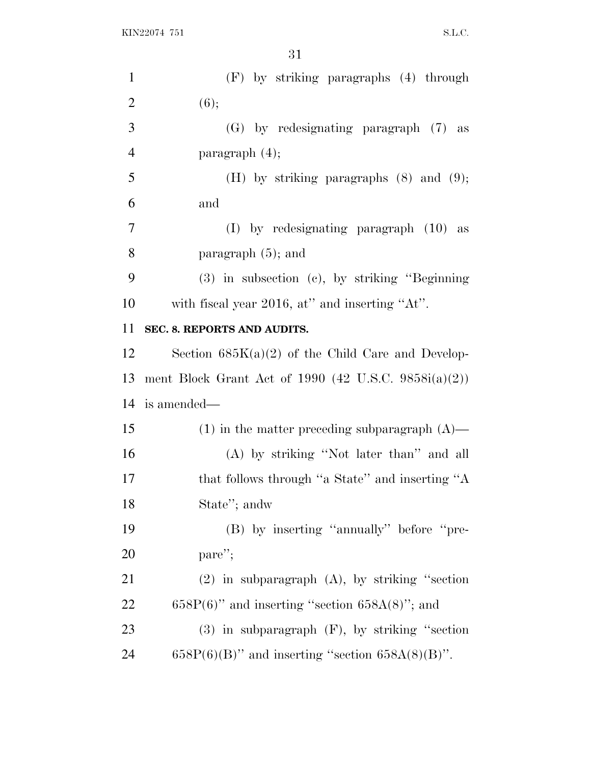(F) by striking paragraphs (4) through (6);

(G) by redesignating paragraph (7) as paragraph (4);

(H) by striking paragraphs (8) and (9); and

(I) by redesignating paragraph (10) as paragraph (5); and

(3) in subsection (c), by striking "Beginning with fiscal year 2016, at" and inserting "At".

**SEC. 8. REPORTS AND AUDITS.**

Section 685K(a)(2) of the Child Care and Development Block Grant Act of 1990 (42 U.S.C. 9858i(a)(2)) is amended—

(1) in the matter preceding subparagraph (A)—

(A) by striking "Not later than" and all that follows through "a State" and inserting "A State"; andw

(B) by inserting "annually" before "prepare";

(2) in subparagraph (A), by striking "section 658P(6)" and inserting "section 658A(8)"; and

(3) in subparagraph (F), by striking "section 658P(6)(B)" and inserting "section 658A(8)(B)".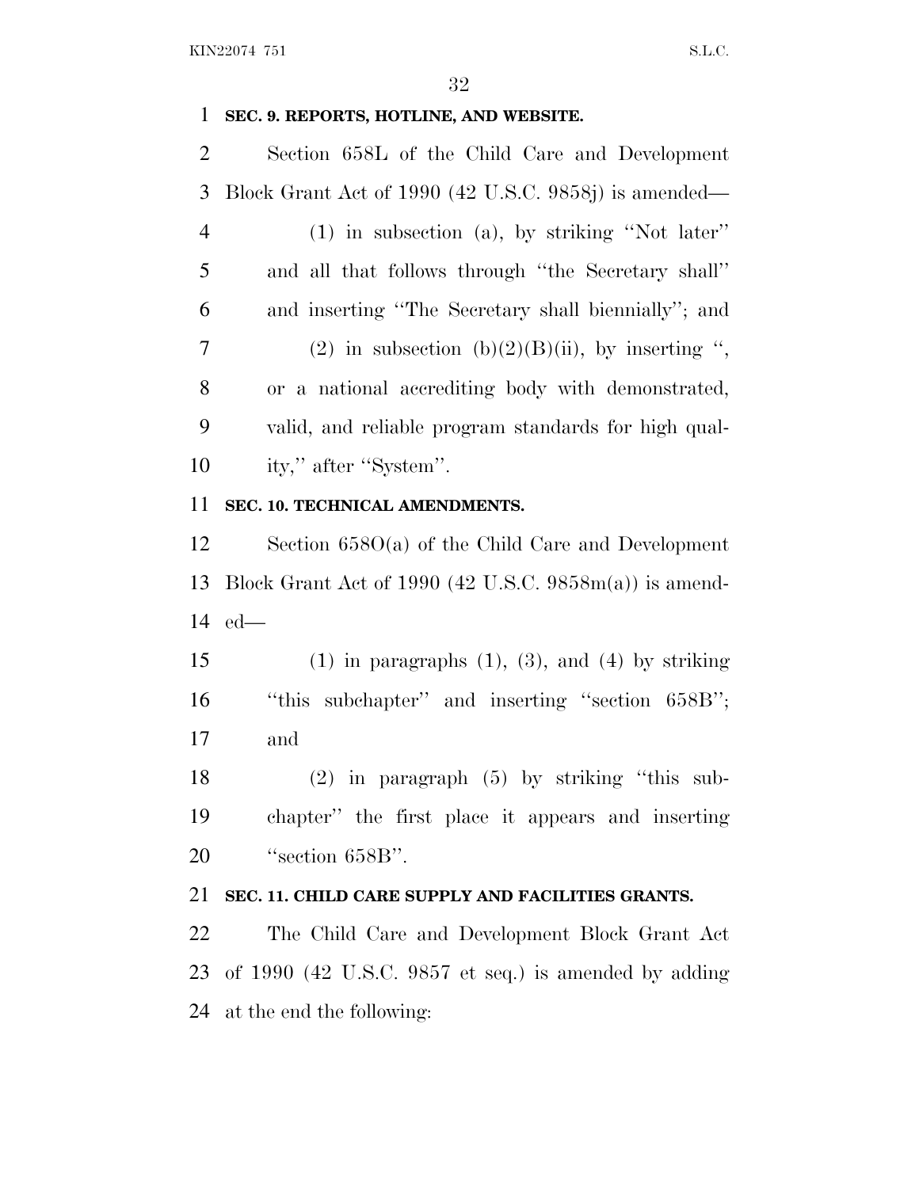**SEC. 9. REPORTS, HOTLINE, AND WEBSITE.**

Section 658L of the Child Care and Development Block Grant Act of 1990 (42 U.S.C. 9858j) is amended—

(1) in subsection (a), by striking ''Not later'' and all that follows through ''the Secretary shall'' and inserting ''The Secretary shall biennially''; and

(2) in subsection (b)(2)(B)(ii), by inserting '', or a national accrediting body with demonstrated, valid, and reliable program standards for high quality,'' after ''System''.

**SEC. 10. TECHNICAL AMENDMENTS.**

Section 658O(a) of the Child Care and Development Block Grant Act of 1990 (42 U.S.C. 9858m(a)) is amended—

(1) in paragraphs (1), (3), and (4) by striking ''this subchapter'' and inserting ''section 658B''; and

(2) in paragraph (5) by striking ''this subchapter'' the first place it appears and inserting ''section 658B''.

**SEC. 11. CHILD CARE SUPPLY AND FACILITIES GRANTS.**

The Child Care and Development Block Grant Act of 1990 (42 U.S.C. 9857 et seq.) is amended by adding at the end the following: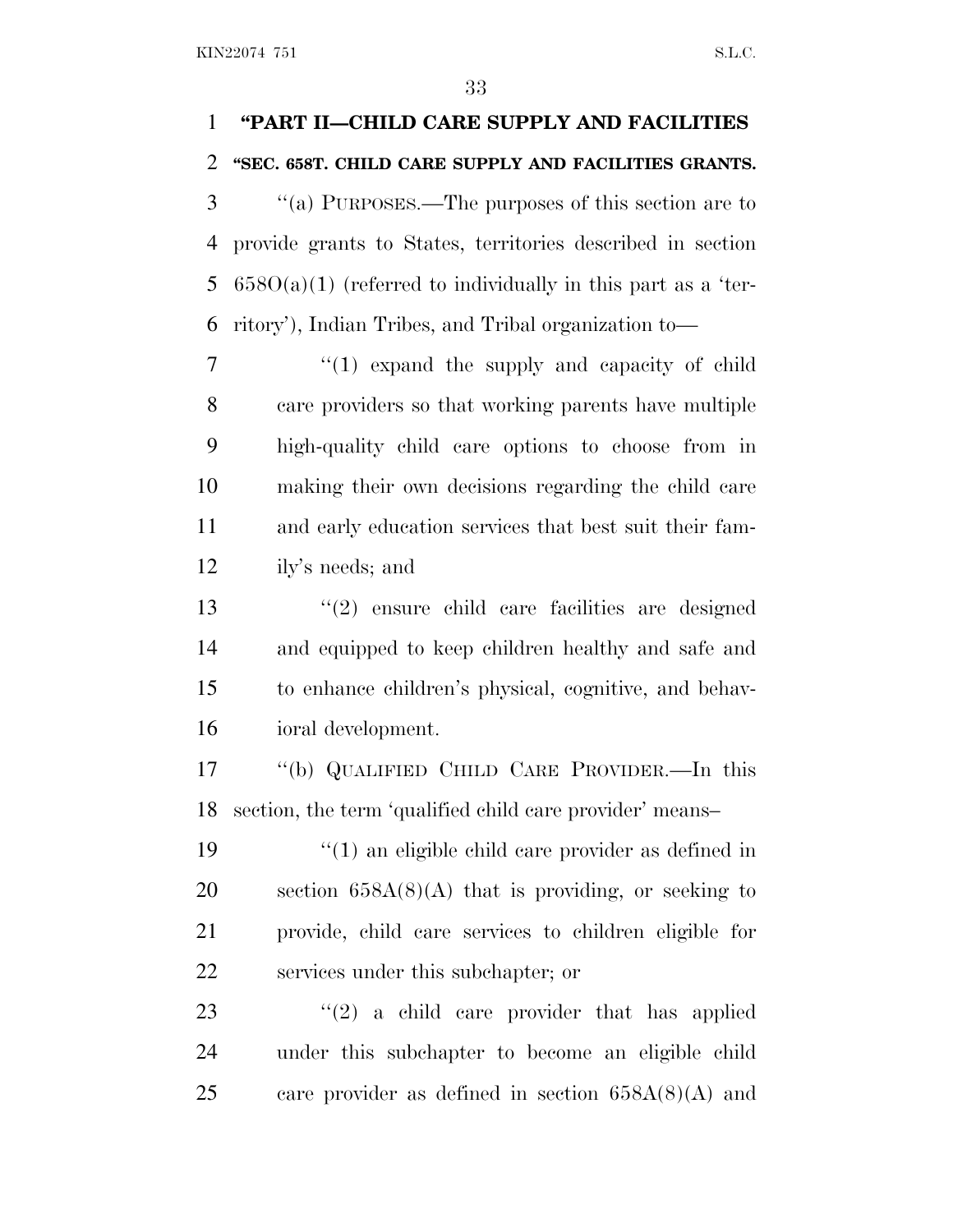**"PART II—CHILD CARE SUPPLY AND FACILITIES**

**"SEC. 658T. CHILD CARE SUPPLY AND FACILITIES GRANTS.**

"(a) PURPOSES.—The purposes of this section are to provide grants to States, territories described in section 658O(a)(1) (referred to individually in this part as a 'territory'), Indian Tribes, and Tribal organization to—

"(1) expand the supply and capacity of child care providers so that working parents have multiple high-quality child care options to choose from in making their own decisions regarding the child care and early education services that best suit their family's needs; and

"(2) ensure child care facilities are designed and equipped to keep children healthy and safe and to enhance children's physical, cognitive, and behavioral development.

"(b) QUALIFIED CHILD CARE PROVIDER.—In this section, the term 'qualified child care provider' means–

"(1) an eligible child care provider as defined in section 658A(8)(A) that is providing, or seeking to provide, child care services to children eligible for services under this subchapter; or

"(2) a child care provider that has applied under this subchapter to become an eligible child care provider as defined in section 658A(8)(A) and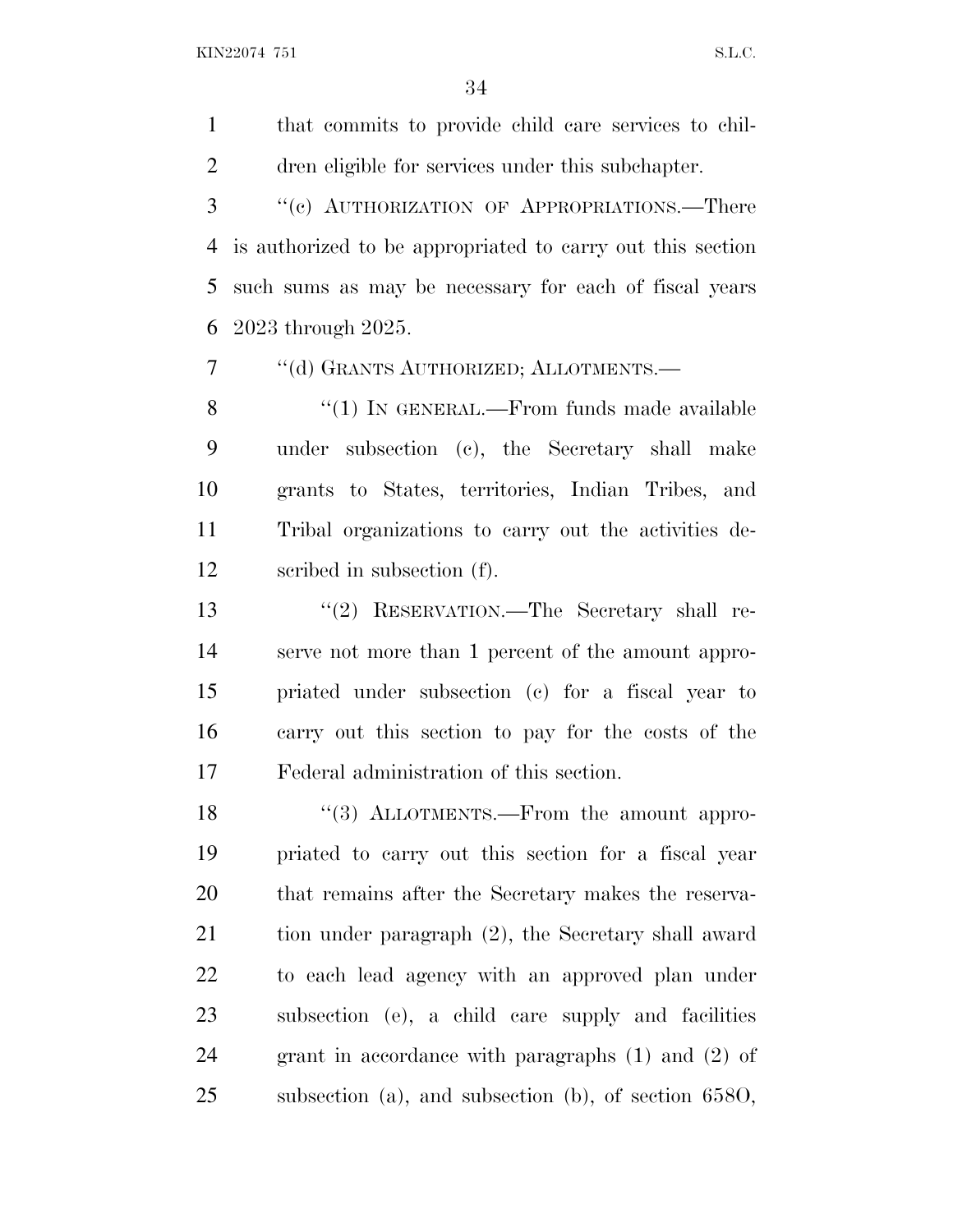that commits to provide child care services to children eligible for services under this subchapter.

"(c) AUTHORIZATION OF APPROPRIATIONS.—There is authorized to be appropriated to carry out this section such sums as may be necessary for each of fiscal years 2023 through 2025.

"(d) GRANTS AUTHORIZED; ALLOTMENTS.—

"(1) IN GENERAL.—From funds made available under subsection (c), the Secretary shall make grants to States, territories, Indian Tribes, and Tribal organizations to carry out the activities described in subsection (f).

"(2) RESERVATION.—The Secretary shall reserve not more than 1 percent of the amount appropriated under subsection (c) for a fiscal year to carry out this section to pay for the costs of the Federal administration of this section.

"(3) ALLOTMENTS.—From the amount appropriated to carry out this section for a fiscal year that remains after the Secretary makes the reservation under paragraph (2), the Secretary shall award to each lead agency with an approved plan under subsection (e), a child care supply and facilities grant in accordance with paragraphs (1) and (2) of subsection (a), and subsection (b), of section 658O,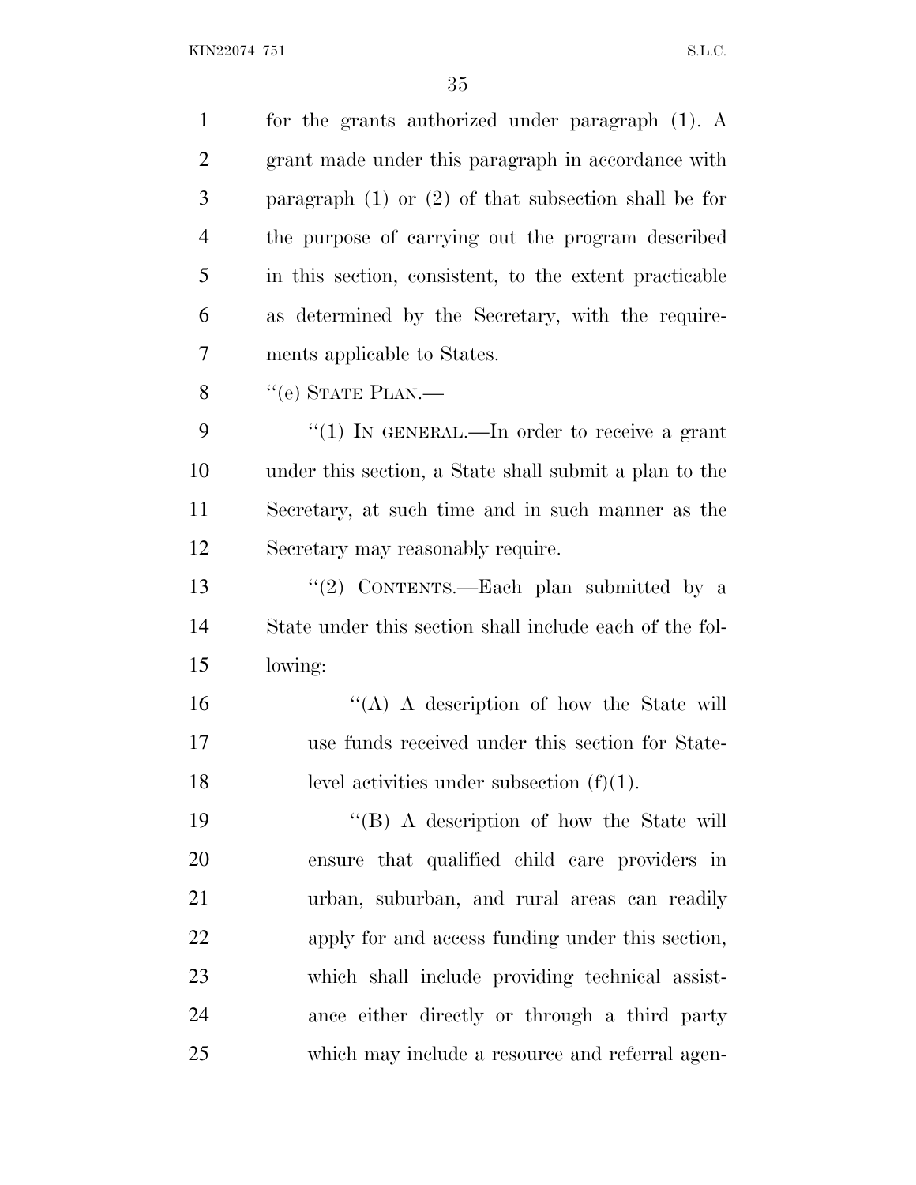for the grants authorized under paragraph (1). A grant made under this paragraph in accordance with paragraph (1) or (2) of that subsection shall be for the purpose of carrying out the program described in this section, consistent, to the extent practicable as determined by the Secretary, with the requirements applicable to States.

''(e) STATE PLAN.—

''(1) IN GENERAL.—In order to receive a grant under this section, a State shall submit a plan to the Secretary, at such time and in such manner as the Secretary may reasonably require.

''(2) CONTENTS.—Each plan submitted by a State under this section shall include each of the following:

''(A) A description of how the State will use funds received under this section for State-level activities under subsection (f)(1).

''(B) A description of how the State will ensure that qualified child care providers in urban, suburban, and rural areas can readily apply for and access funding under this section, which shall include providing technical assistance either directly or through a third party which may include a resource and referral agen-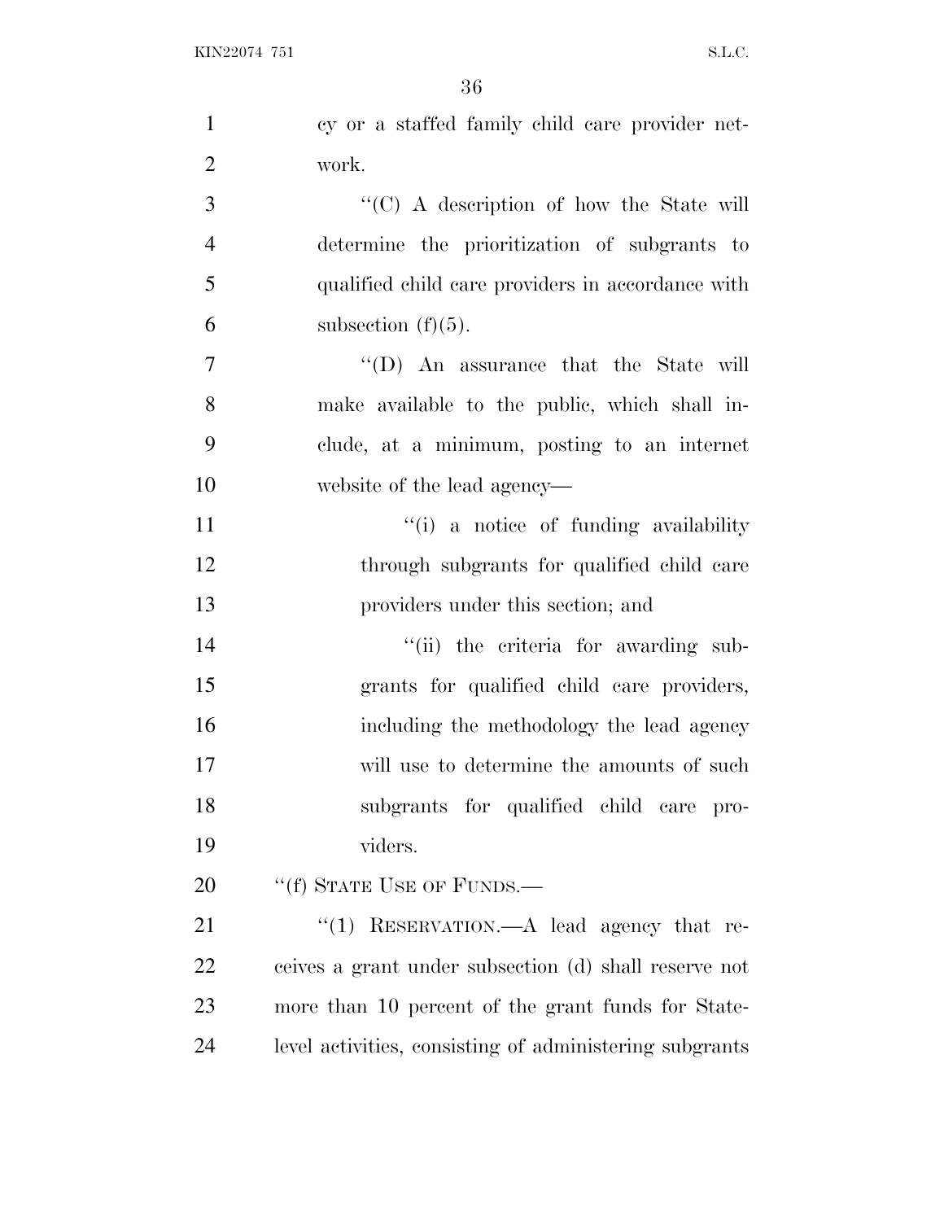cy or a staffed family child care provider network.

''(C) A description of how the State will determine the prioritization of subgrants to qualified child care providers in accordance with subsection (f)(5).

''(D) An assurance that the State will make available to the public, which shall include, at a minimum, posting to an internet website of the lead agency—

''(i) a notice of funding availability through subgrants for qualified child care providers under this section; and

''(ii) the criteria for awarding subgrants for qualified child care providers, including the methodology the lead agency will use to determine the amounts of such subgrants for qualified child care providers.

''(f) STATE USE OF FUNDS.—

''(1) RESERVATION.—A lead agency that receives a grant under subsection (d) shall reserve not more than 10 percent of the grant funds for State-level activities, consisting of administering subgrants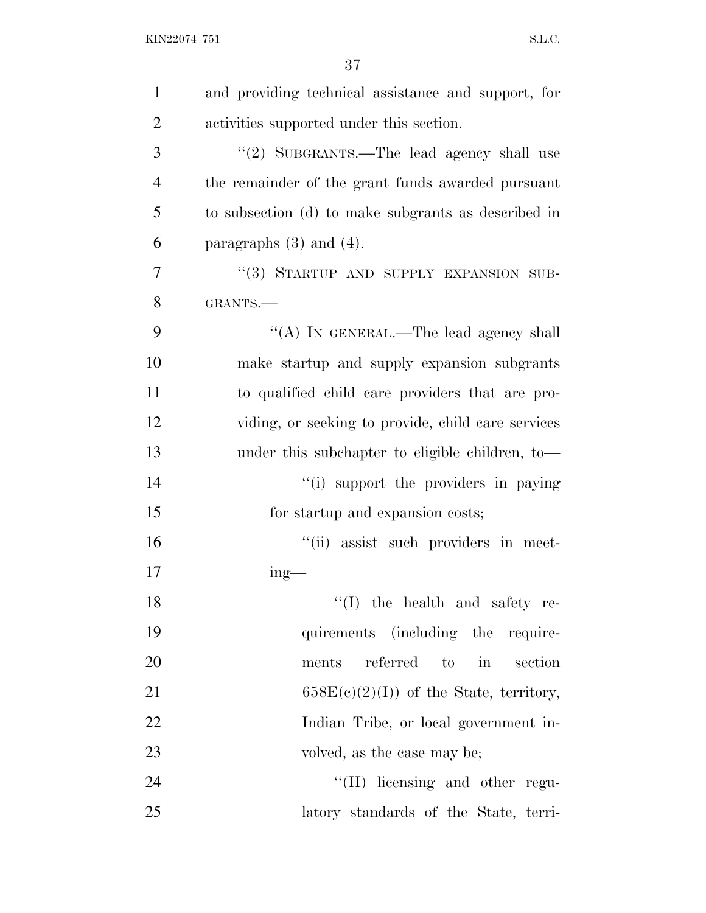and providing technical assistance and support, for activities supported under this section.

"(2) SUBGRANTS.—The lead agency shall use the remainder of the grant funds awarded pursuant to subsection (d) to make subgrants as described in paragraphs (3) and (4).

"(3) STARTUP AND SUPPLY EXPANSION SUBGRANTS.—

"(A) IN GENERAL.—The lead agency shall make startup and supply expansion subgrants to qualified child care providers that are providing, or seeking to provide, child care services under this subchapter to eligible children, to—

"(i) support the providers in paying for startup and expansion costs;

"(ii) assist such providers in meeting—

"(I) the health and safety requirements (including the requirements referred to in section 658E(c)(2)(I)) of the State, territory, Indian Tribe, or local government involved, as the case may be;

"(II) licensing and other regulatory standards of the State, terri-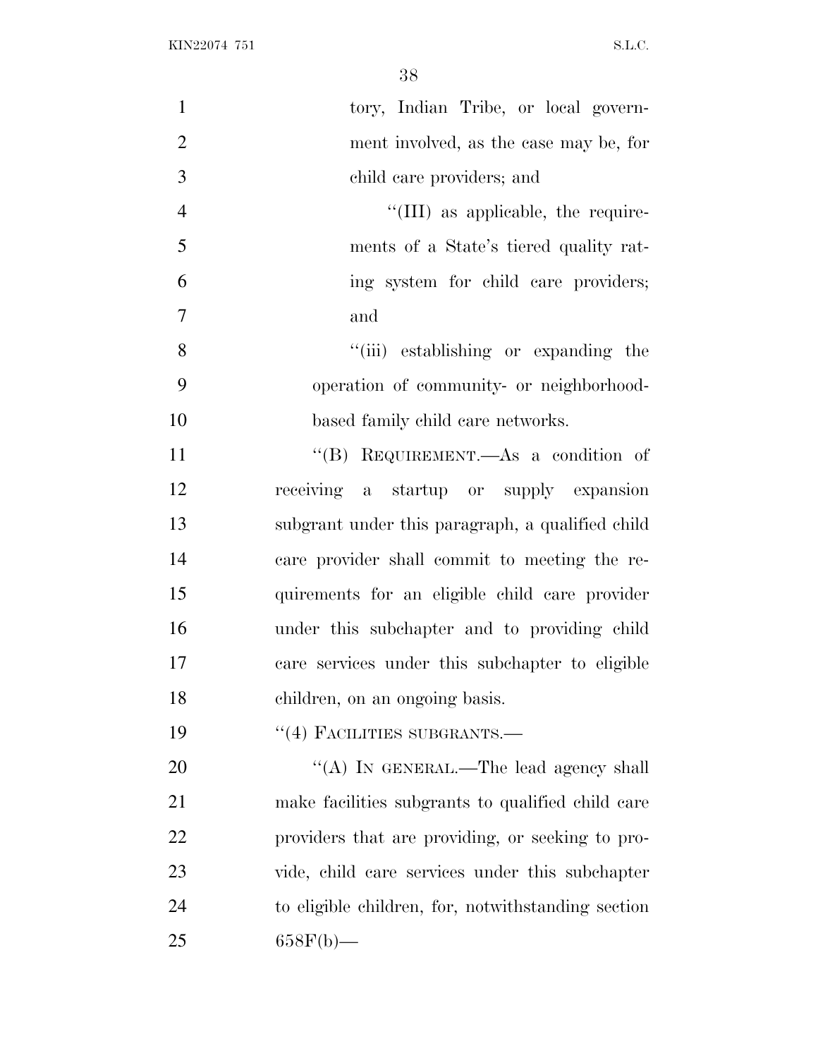tory, Indian Tribe, or local government involved, as the case may be, for child care providers; and

''(III) as applicable, the requirements of a State's tiered quality rating system for child care providers; and

''(iii) establishing or expanding the operation of community- or neighborhood-based family child care networks.

''(B) REQUIREMENT.—As a condition of receiving a startup or supply expansion subgrant under this paragraph, a qualified child care provider shall commit to meeting the requirements for an eligible child care provider under this subchapter and to providing child care services under this subchapter to eligible children, on an ongoing basis.

''(4) FACILITIES SUBGRANTS.—

''(A) IN GENERAL.—The lead agency shall make facilities subgrants to qualified child care providers that are providing, or seeking to provide, child care services under this subchapter to eligible children, for, notwithstanding section 658F(b)—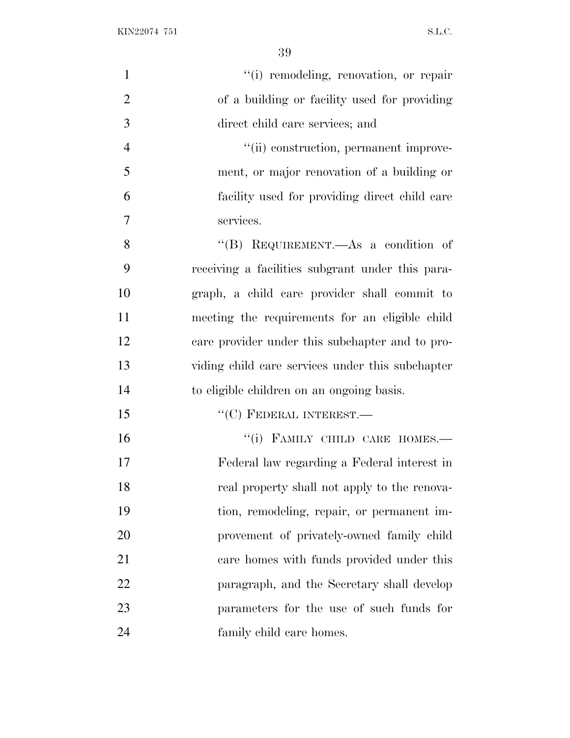"(i) remodeling, renovation, or repair of a building or facility used for providing direct child care services; and

"(ii) construction, permanent improvement, or major renovation of a building or facility used for providing direct child care services.

"(B) REQUIREMENT.—As a condition of receiving a facilities subgrant under this paragraph, a child care provider shall commit to meeting the requirements for an eligible child care provider under this subchapter and to providing child care services under this subchapter to eligible children on an ongoing basis.

"(C) FEDERAL INTEREST.—

"(i) FAMILY CHILD CARE HOMES.—Federal law regarding a Federal interest in real property shall not apply to the renovation, remodeling, repair, or permanent improvement of privately-owned family child care homes with funds provided under this paragraph, and the Secretary shall develop parameters for the use of such funds for family child care homes.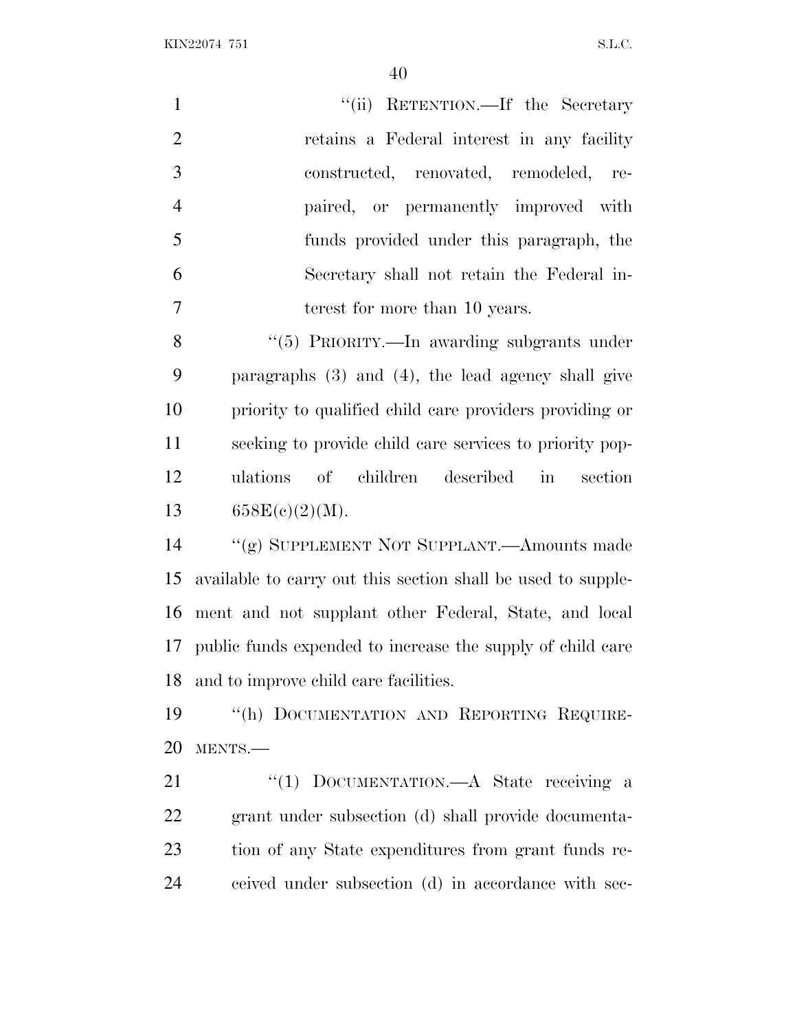"(ii) RETENTION.—If the Secretary retains a Federal interest in any facility constructed, renovated, remodeled, repaired, or permanently improved with funds provided under this paragraph, the Secretary shall not retain the Federal interest for more than 10 years.

"(5) PRIORITY.—In awarding subgrants under paragraphs (3) and (4), the lead agency shall give priority to qualified child care providers providing or seeking to provide child care services to priority populations of children described in section 658E(c)(2)(M).

"(g) SUPPLEMENT NOT SUPPLANT.—Amounts made available to carry out this section shall be used to supplement and not supplant other Federal, State, and local public funds expended to increase the supply of child care and to improve child care facilities.

"(h) DOCUMENTATION AND REPORTING REQUIREMENTS.—

"(1) DOCUMENTATION.—A State receiving a grant under subsection (d) shall provide documentation of any State expenditures from grant funds received under subsection (d) in accordance with sec-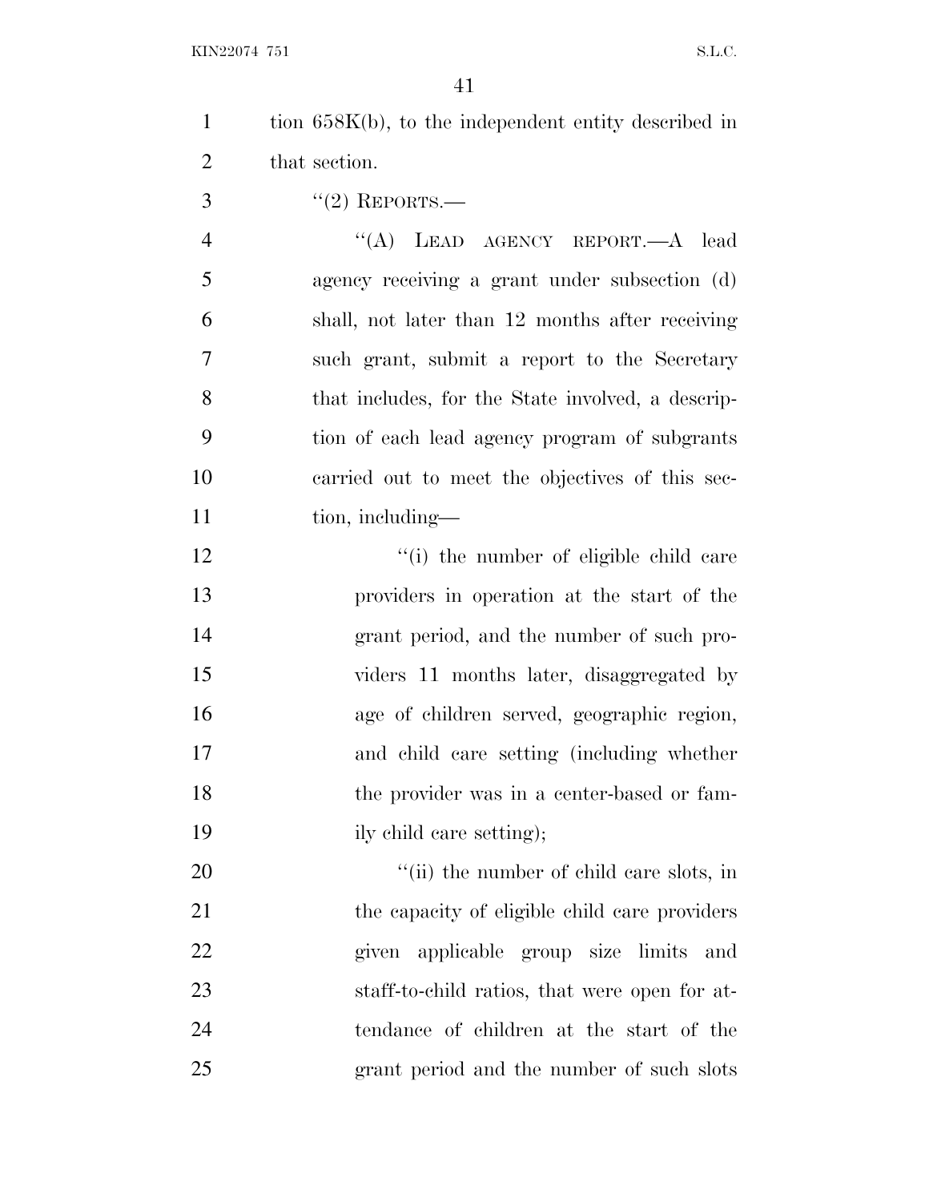tion 658K(b), to the independent entity described in that section.

''(2) REPORTS.—

''(A) LEAD AGENCY REPORT.—A lead agency receiving a grant under subsection (d) shall, not later than 12 months after receiving such grant, submit a report to the Secretary that includes, for the State involved, a description of each lead agency program of subgrants carried out to meet the objectives of this section, including—

''(i) the number of eligible child care providers in operation at the start of the grant period, and the number of such providers 11 months later, disaggregated by age of children served, geographic region, and child care setting (including whether the provider was in a center-based or family child care setting);

''(ii) the number of child care slots, in the capacity of eligible child care providers given applicable group size limits and staff-to-child ratios, that were open for attendance of children at the start of the grant period and the number of such slots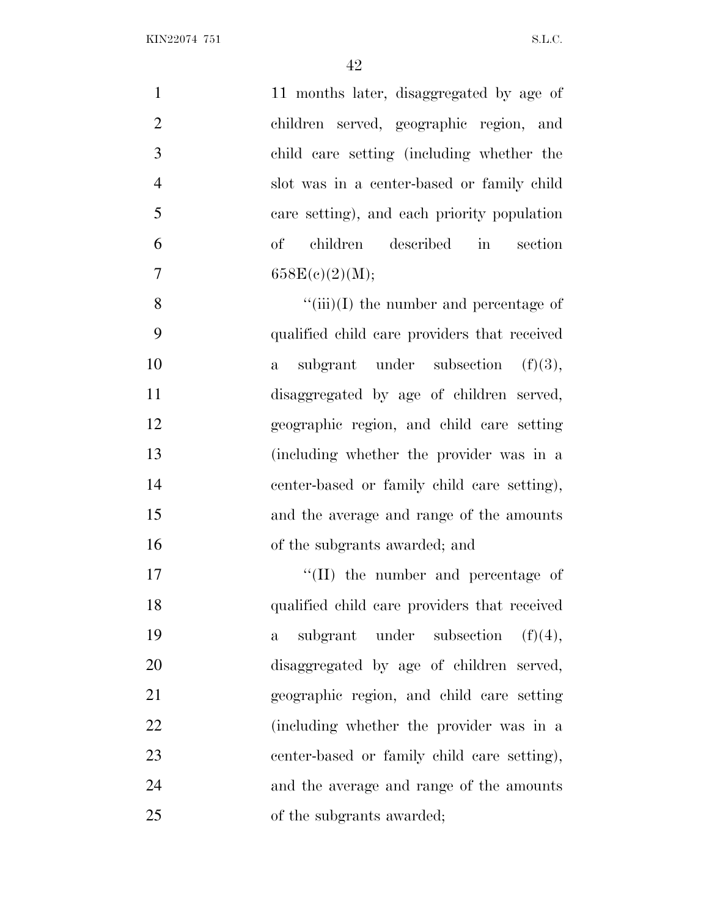11 months later, disaggregated by age of children served, geographic region, and child care setting (including whether the slot was in a center-based or family child care setting), and each priority population of children described in section 658E(c)(2)(M);

''(iii)(I) the number and percentage of qualified child care providers that received a subgrant under subsection (f)(3), disaggregated by age of children served, geographic region, and child care setting (including whether the provider was in a center-based or family child care setting), and the average and range of the amounts of the subgrants awarded; and

''(II) the number and percentage of qualified child care providers that received a subgrant under subsection (f)(4), disaggregated by age of children served, geographic region, and child care setting (including whether the provider was in a center-based or family child care setting), and the average and range of the amounts of the subgrants awarded;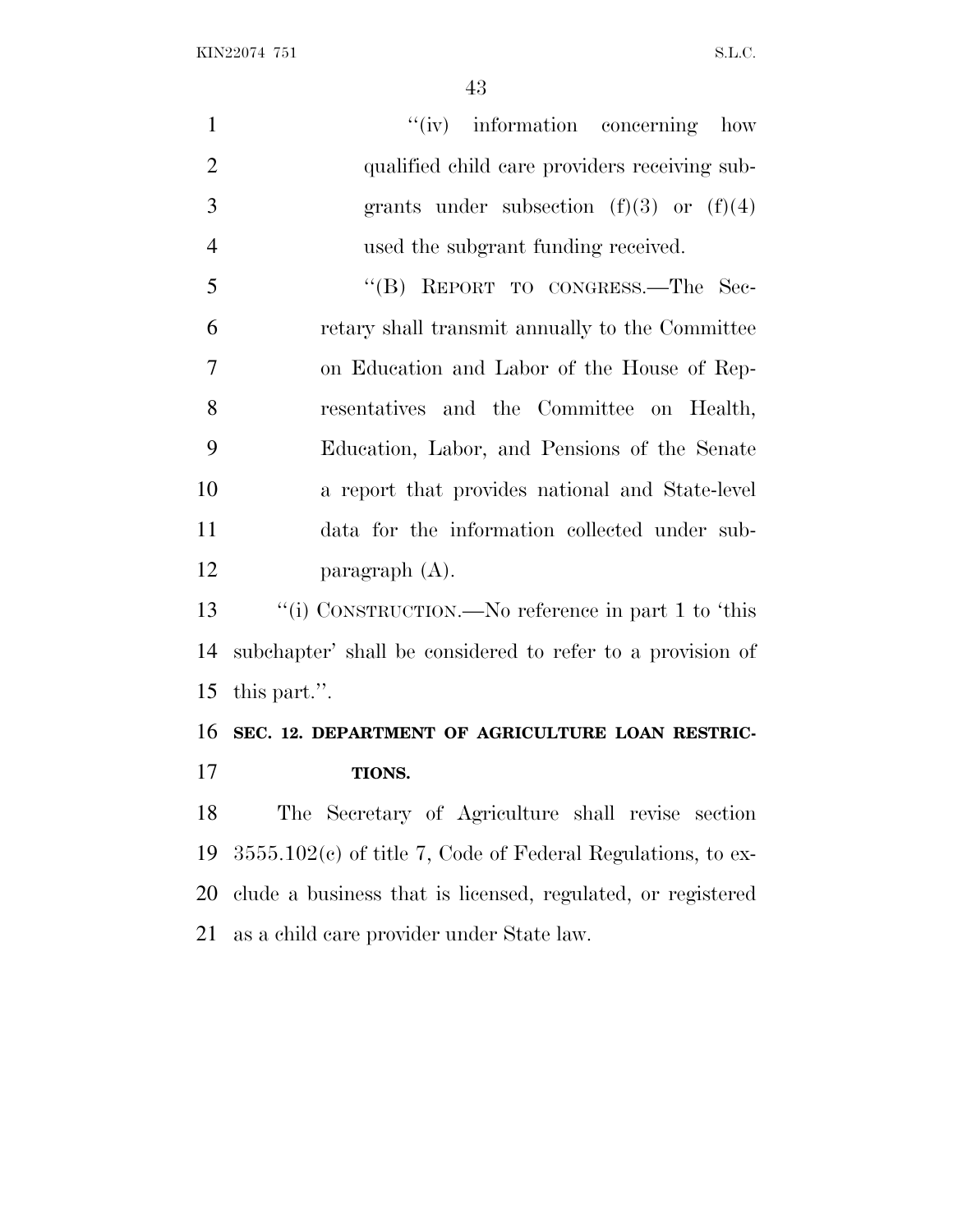"(iv) information concerning how qualified child care providers receiving subgrants under subsection (f)(3) or (f)(4) used the subgrant funding received.

"(B) REPORT TO CONGRESS.—The Secretary shall transmit annually to the Committee on Education and Labor of the House of Representatives and the Committee on Health, Education, Labor, and Pensions of the Senate a report that provides national and State-level data for the information collected under subparagraph (A).

"(i) CONSTRUCTION.—No reference in part 1 to 'this subchapter' shall be considered to refer to a provision of this part.".

**SEC. 12. DEPARTMENT OF AGRICULTURE LOAN RESTRICTIONS.**

The Secretary of Agriculture shall revise section 3555.102(c) of title 7, Code of Federal Regulations, to exclude a business that is licensed, regulated, or registered as a child care provider under State law.